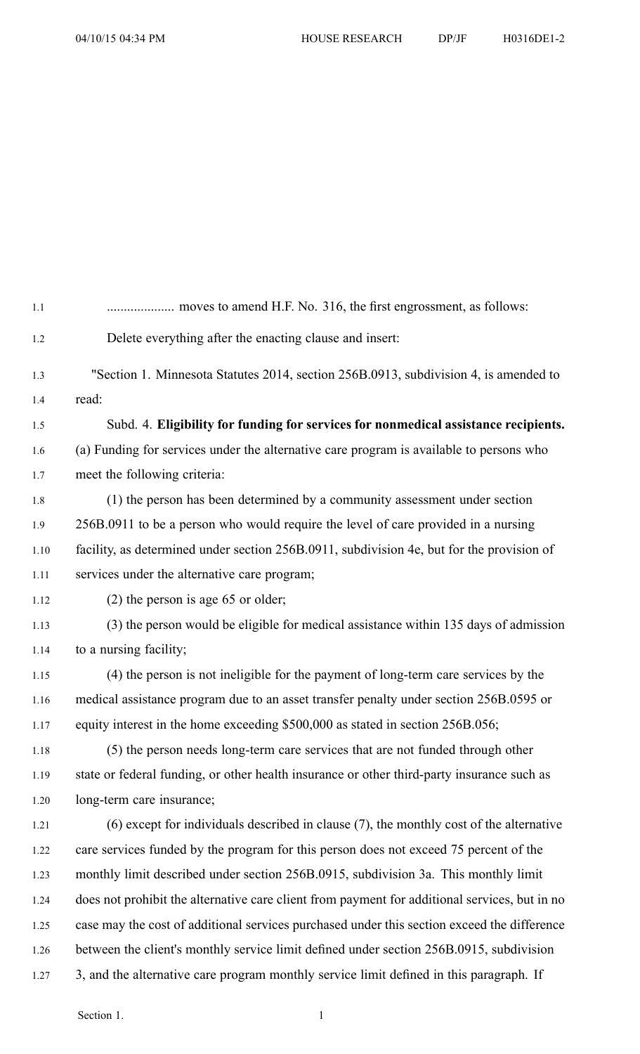.................... moves to amend H.F. No. 316, the first engrossment, as follows:

Delete everything after the enacting clause and insert:

"Section 1. Minnesota Statutes 2014, section 256B.0913, subdivision 4, is amended to read:

Subd. 4. **Eligibility for funding for services for nonmedical assistance recipients.** (a) Funding for services under the alternative care program is available to persons who meet the following criteria:

(1) the person has been determined by a community assessment under section 256B.0911 to be a person who would require the level of care provided in a nursing facility, as determined under section 256B.0911, subdivision 4e, but for the provision of services under the alternative care program;

(2) the person is age 65 or older;

(3) the person would be eligible for medical assistance within 135 days of admission to a nursing facility;

(4) the person is not ineligible for the payment of long-term care services by the medical assistance program due to an asset transfer penalty under section 256B.0595 or equity interest in the home exceeding $500,000 as stated in section 256B.056;

(5) the person needs long-term care services that are not funded through other state or federal funding, or other health insurance or other third-party insurance such as long-term care insurance;

(6) except for individuals described in clause (7), the monthly cost of the alternative care services funded by the program for this person does not exceed 75 percent of the monthly limit described under section 256B.0915, subdivision 3a. This monthly limit does not prohibit the alternative care client from payment for additional services, but in no case may the cost of additional services purchased under this section exceed the difference between the client's monthly service limit defined under section 256B.0915, subdivision 3, and the alternative care program monthly service limit defined in this paragraph. If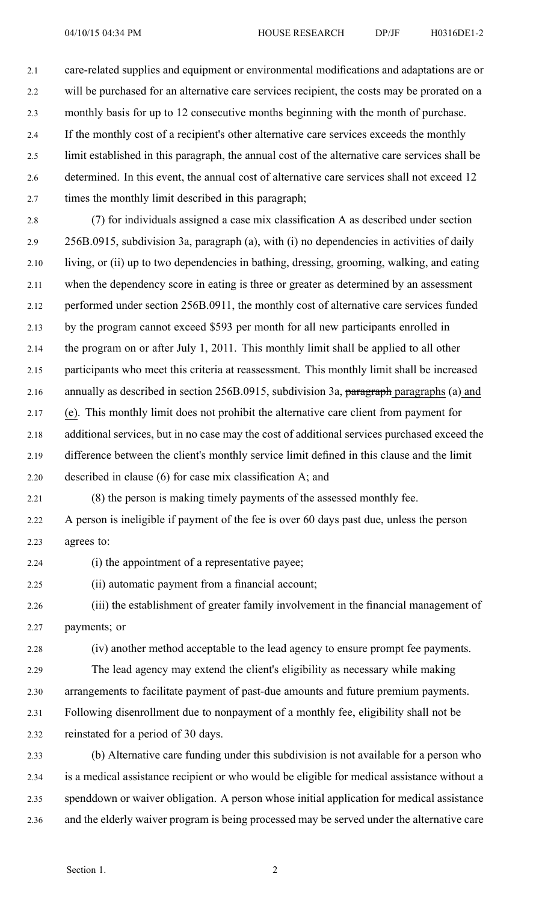care-related supplies and equipment or environmental modifications and adaptations are or will be purchased for an alternative care services recipient, the costs may be prorated on a monthly basis for up to 12 consecutive months beginning with the month of purchase. If the monthly cost of a recipient's other alternative care services exceeds the monthly limit established in this paragraph, the annual cost of the alternative care services shall be determined. In this event, the annual cost of alternative care services shall not exceed 12 times the monthly limit described in this paragraph;

(7) for individuals assigned a case mix classification A as described under section 256B.0915, subdivision 3a, paragraph (a), with (i) no dependencies in activities of daily living, or (ii) up to two dependencies in bathing, dressing, grooming, walking, and eating when the dependency score in eating is three or greater as determined by an assessment performed under section 256B.0911, the monthly cost of alternative care services funded by the program cannot exceed $593 per month for all new participants enrolled in the program on or after July 1, 2011. This monthly limit shall be applied to all other participants who meet this criteria at reassessment. This monthly limit shall be increased annually as described in section 256B.0915, subdivision 3a, ~~paragraph~~ paragraphs (a) and (e). This monthly limit does not prohibit the alternative care client from payment for additional services, but in no case may the cost of additional services purchased exceed the difference between the client's monthly service limit defined in this clause and the limit described in clause (6) for case mix classification A; and

(8) the person is making timely payments of the assessed monthly fee.

A person is ineligible if payment of the fee is over 60 days past due, unless the person agrees to:

(i) the appointment of a representative payee;

(ii) automatic payment from a financial account;

(iii) the establishment of greater family involvement in the financial management of payments; or

(iv) another method acceptable to the lead agency to ensure prompt fee payments.

The lead agency may extend the client's eligibility as necessary while making arrangements to facilitate payment of past-due amounts and future premium payments. Following disenrollment due to nonpayment of a monthly fee, eligibility shall not be reinstated for a period of 30 days.

(b) Alternative care funding under this subdivision is not available for a person who is a medical assistance recipient or who would be eligible for medical assistance without a spenddown or waiver obligation. A person whose initial application for medical assistance and the elderly waiver program is being processed may be served under the alternative care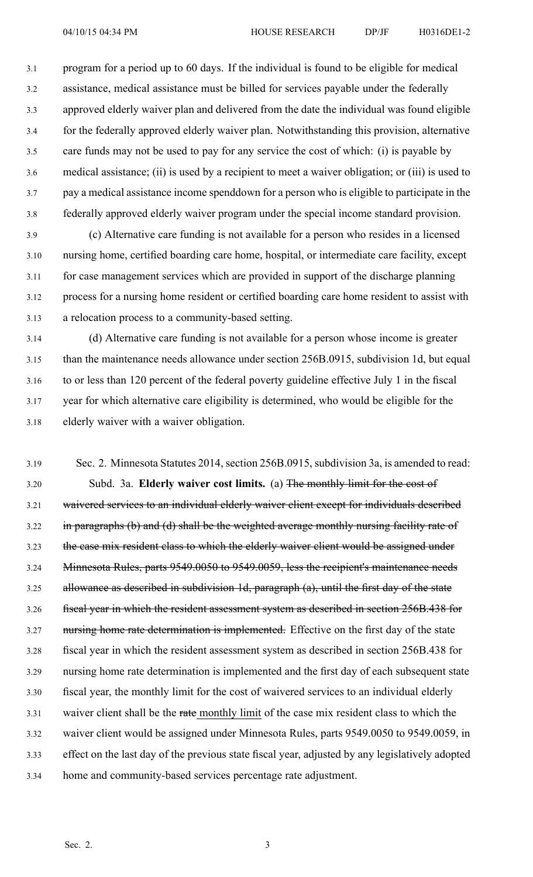program for a period up to 60 days. If the individual is found to be eligible for medical assistance, medical assistance must be billed for services payable under the federally approved elderly waiver plan and delivered from the date the individual was found eligible for the federally approved elderly waiver plan. Notwithstanding this provision, alternative care funds may not be used to pay for any service the cost of which: (i) is payable by medical assistance; (ii) is used by a recipient to meet a waiver obligation; or (iii) is used to pay a medical assistance income spenddown for a person who is eligible to participate in the federally approved elderly waiver program under the special income standard provision.

(c) Alternative care funding is not available for a person who resides in a licensed nursing home, certified boarding care home, hospital, or intermediate care facility, except for case management services which are provided in support of the discharge planning process for a nursing home resident or certified boarding care home resident to assist with a relocation process to a community-based setting.

(d) Alternative care funding is not available for a person whose income is greater than the maintenance needs allowance under section 256B.0915, subdivision 1d, but equal to or less than 120 percent of the federal poverty guideline effective July 1 in the fiscal year for which alternative care eligibility is determined, who would be eligible for the elderly waiver with a waiver obligation.

Sec. 2. Minnesota Statutes 2014, section 256B.0915, subdivision 3a, is amended to read:

Subd. 3a. **Elderly waiver cost limits.** (a) ~~The monthly limit for the cost of waivered services to an individual elderly waiver client except for individuals described in paragraphs (b) and (d) shall be the weighted average monthly nursing facility rate of the case mix resident class to which the elderly waiver client would be assigned under Minnesota Rules, parts 9549.0050 to 9549.0059, less the recipient's maintenance needs allowance as described in subdivision 1d, paragraph (a), until the first day of the state fiscal year in which the resident assessment system as described in section 256B.438 for nursing home rate determination is implemented.~~ Effective on the first day of the state fiscal year in which the resident assessment system as described in section 256B.438 for nursing home rate determination is implemented and the first day of each subsequent state fiscal year, the monthly limit for the cost of waivered services to an individual elderly waiver client shall be the ~~rate~~ <u>monthly limit</u> of the case mix resident class to which the waiver client would be assigned under Minnesota Rules, parts 9549.0050 to 9549.0059, in effect on the last day of the previous state fiscal year, adjusted by any legislatively adopted home and community-based services percentage rate adjustment.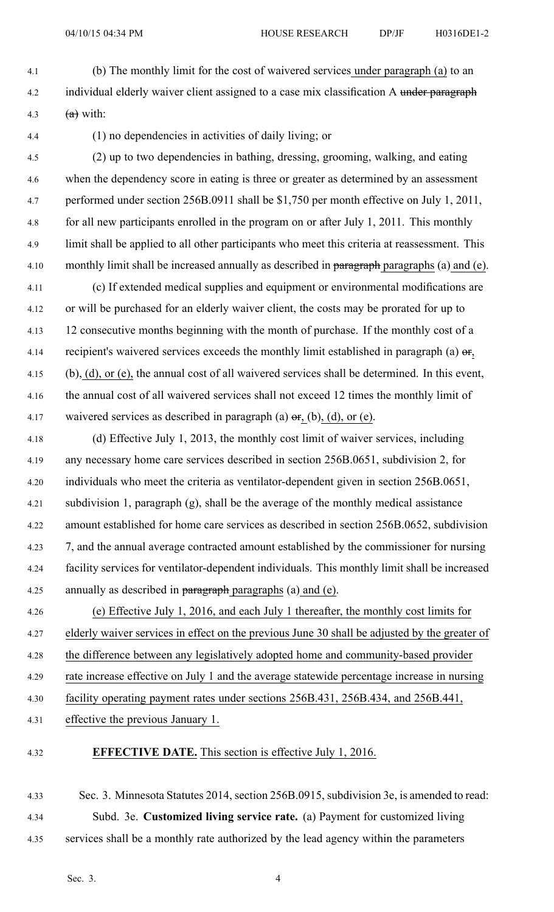(b) The monthly limit for the cost of waivered services under paragraph (a) to an individual elderly waiver client assigned to a case mix classification A ~~under paragraph (a)~~ with:

(1) no dependencies in activities of daily living; or

(2) up to two dependencies in bathing, dressing, grooming, walking, and eating when the dependency score in eating is three or greater as determined by an assessment performed under section 256B.0911 shall be $1,750 per month effective on July 1, 2011, for all new participants enrolled in the program on or after July 1, 2011. This monthly limit shall be applied to all other participants who meet this criteria at reassessment. This monthly limit shall be increased annually as described in ~~paragraph~~ paragraphs (a) and (e).

(c) If extended medical supplies and equipment or environmental modifications are or will be purchased for an elderly waiver client, the costs may be prorated for up to 12 consecutive months beginning with the month of purchase. If the monthly cost of a recipient's waivered services exceeds the monthly limit established in paragraph (a) ~~or~~, (b), (d), or (e), the annual cost of all waivered services shall be determined. In this event, the annual cost of all waivered services shall not exceed 12 times the monthly limit of waivered services as described in paragraph (a) ~~or~~, (b), (d), or (e).

(d) Effective July 1, 2013, the monthly cost limit of waiver services, including any necessary home care services described in section 256B.0651, subdivision 2, for individuals who meet the criteria as ventilator-dependent given in section 256B.0651, subdivision 1, paragraph (g), shall be the average of the monthly medical assistance amount established for home care services as described in section 256B.0652, subdivision 7, and the annual average contracted amount established by the commissioner for nursing facility services for ventilator-dependent individuals. This monthly limit shall be increased annually as described in ~~paragraph~~ paragraphs (a) and (e).

(e) Effective July 1, 2016, and each July 1 thereafter, the monthly cost limits for elderly waiver services in effect on the previous June 30 shall be adjusted by the greater of the difference between any legislatively adopted home and community-based provider rate increase effective on July 1 and the average statewide percentage increase in nursing facility operating payment rates under sections 256B.431, 256B.434, and 256B.441, effective the previous January 1.

**EFFECTIVE DATE.** This section is effective July 1, 2016.

Sec. 3. Minnesota Statutes 2014, section 256B.0915, subdivision 3e, is amended to read:

Subd. 3e. **Customized living service rate.** (a) Payment for customized living services shall be a monthly rate authorized by the lead agency within the parameters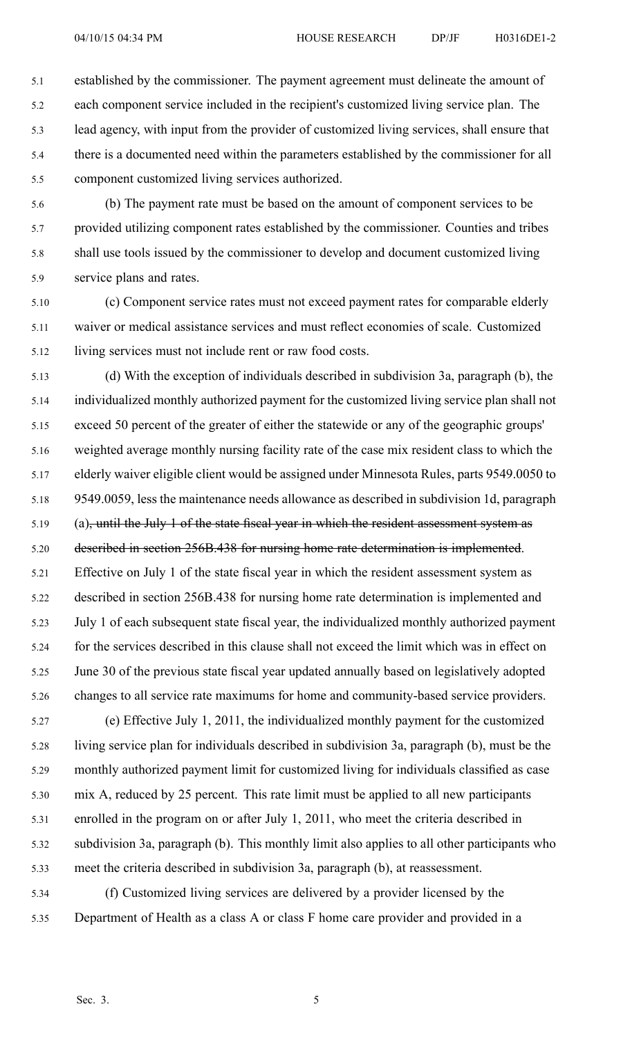established by the commissioner. The payment agreement must delineate the amount of each component service included in the recipient's customized living service plan. The lead agency, with input from the provider of customized living services, shall ensure that there is a documented need within the parameters established by the commissioner for all component customized living services authorized.

(b) The payment rate must be based on the amount of component services to be provided utilizing component rates established by the commissioner. Counties and tribes shall use tools issued by the commissioner to develop and document customized living service plans and rates.

(c) Component service rates must not exceed payment rates for comparable elderly waiver or medical assistance services and must reflect economies of scale. Customized living services must not include rent or raw food costs.

(d) With the exception of individuals described in subdivision 3a, paragraph (b), the individualized monthly authorized payment for the customized living service plan shall not exceed 50 percent of the greater of either the statewide or any of the geographic groups' weighted average monthly nursing facility rate of the case mix resident class to which the elderly waiver eligible client would be assigned under Minnesota Rules, parts 9549.0050 to 9549.0059, less the maintenance needs allowance as described in subdivision 1d, paragraph (a)~~, until the July 1 of the state fiscal year in which the resident assessment system as described in section 256B.438 for nursing home rate determination is implemented~~. Effective on July 1 of the state fiscal year in which the resident assessment system as described in section 256B.438 for nursing home rate determination is implemented and July 1 of each subsequent state fiscal year, the individualized monthly authorized payment for the services described in this clause shall not exceed the limit which was in effect on June 30 of the previous state fiscal year updated annually based on legislatively adopted changes to all service rate maximums for home and community-based service providers.

(e) Effective July 1, 2011, the individualized monthly payment for the customized living service plan for individuals described in subdivision 3a, paragraph (b), must be the monthly authorized payment limit for customized living for individuals classified as case mix A, reduced by 25 percent. This rate limit must be applied to all new participants enrolled in the program on or after July 1, 2011, who meet the criteria described in subdivision 3a, paragraph (b). This monthly limit also applies to all other participants who meet the criteria described in subdivision 3a, paragraph (b), at reassessment.

(f) Customized living services are delivered by a provider licensed by the Department of Health as a class A or class F home care provider and provided in a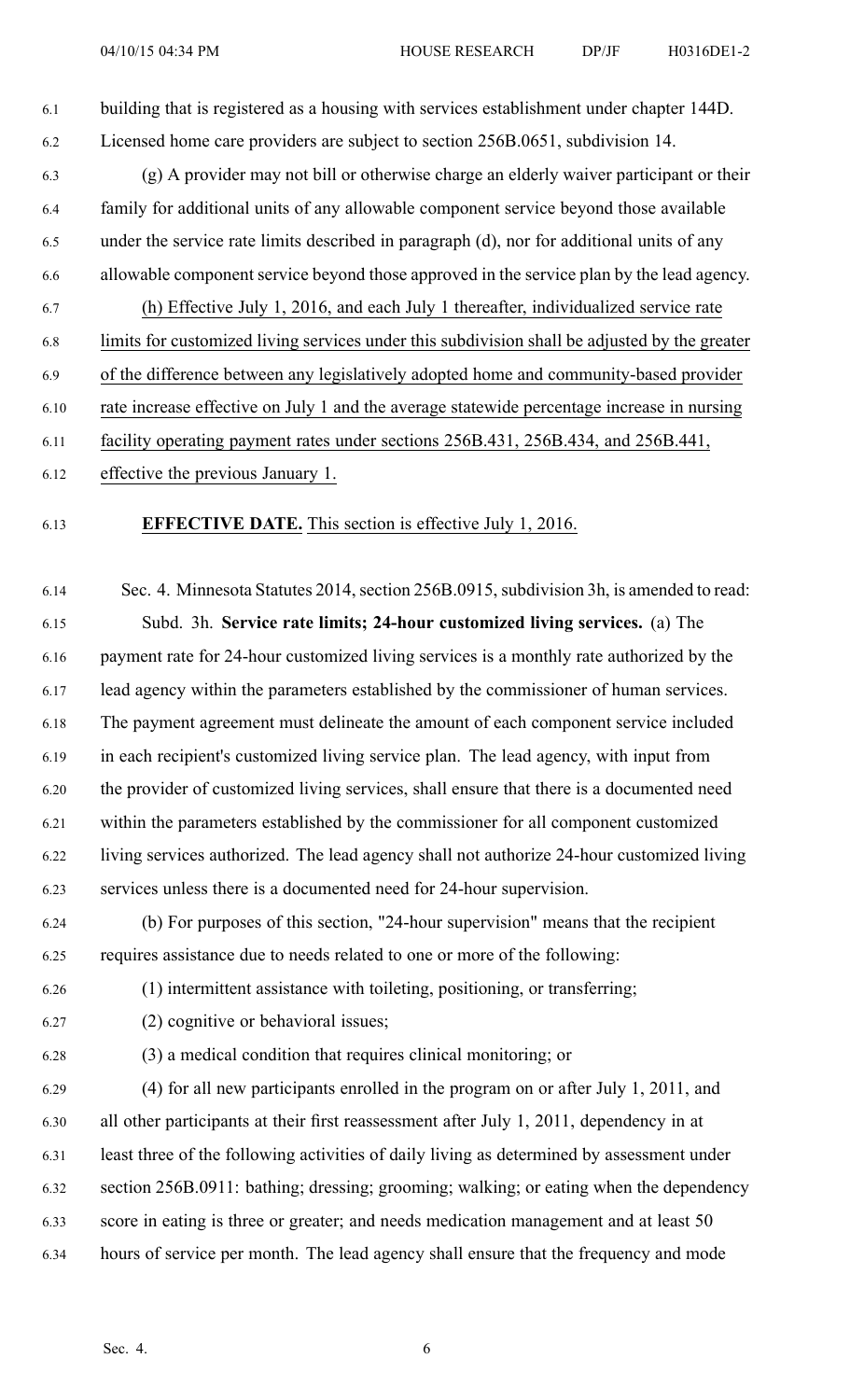building that is registered as a housing with services establishment under chapter 144D. Licensed home care providers are subject to section 256B.0651, subdivision 14.

(g) A provider may not bill or otherwise charge an elderly waiver participant or their family for additional units of any allowable component service beyond those available under the service rate limits described in paragraph (d), nor for additional units of any allowable component service beyond those approved in the service plan by the lead agency.

(h) Effective July 1, 2016, and each July 1 thereafter, individualized service rate limits for customized living services under this subdivision shall be adjusted by the greater of the difference between any legislatively adopted home and community-based provider rate increase effective on July 1 and the average statewide percentage increase in nursing facility operating payment rates under sections 256B.431, 256B.434, and 256B.441, effective the previous January 1.

**EFFECTIVE DATE.** This section is effective July 1, 2016.

Sec. 4. Minnesota Statutes 2014, section 256B.0915, subdivision 3h, is amended to read:

Subd. 3h. **Service rate limits; 24-hour customized living services.** (a) The payment rate for 24-hour customized living services is a monthly rate authorized by the lead agency within the parameters established by the commissioner of human services. The payment agreement must delineate the amount of each component service included in each recipient's customized living service plan. The lead agency, with input from the provider of customized living services, shall ensure that there is a documented need within the parameters established by the commissioner for all component customized living services authorized. The lead agency shall not authorize 24-hour customized living services unless there is a documented need for 24-hour supervision.

(b) For purposes of this section, "24-hour supervision" means that the recipient requires assistance due to needs related to one or more of the following:

(1) intermittent assistance with toileting, positioning, or transferring;

(2) cognitive or behavioral issues;

(3) a medical condition that requires clinical monitoring; or

(4) for all new participants enrolled in the program on or after July 1, 2011, and all other participants at their first reassessment after July 1, 2011, dependency in at least three of the following activities of daily living as determined by assessment under section 256B.0911: bathing; dressing; grooming; walking; or eating when the dependency score in eating is three or greater; and needs medication management and at least 50 hours of service per month. The lead agency shall ensure that the frequency and mode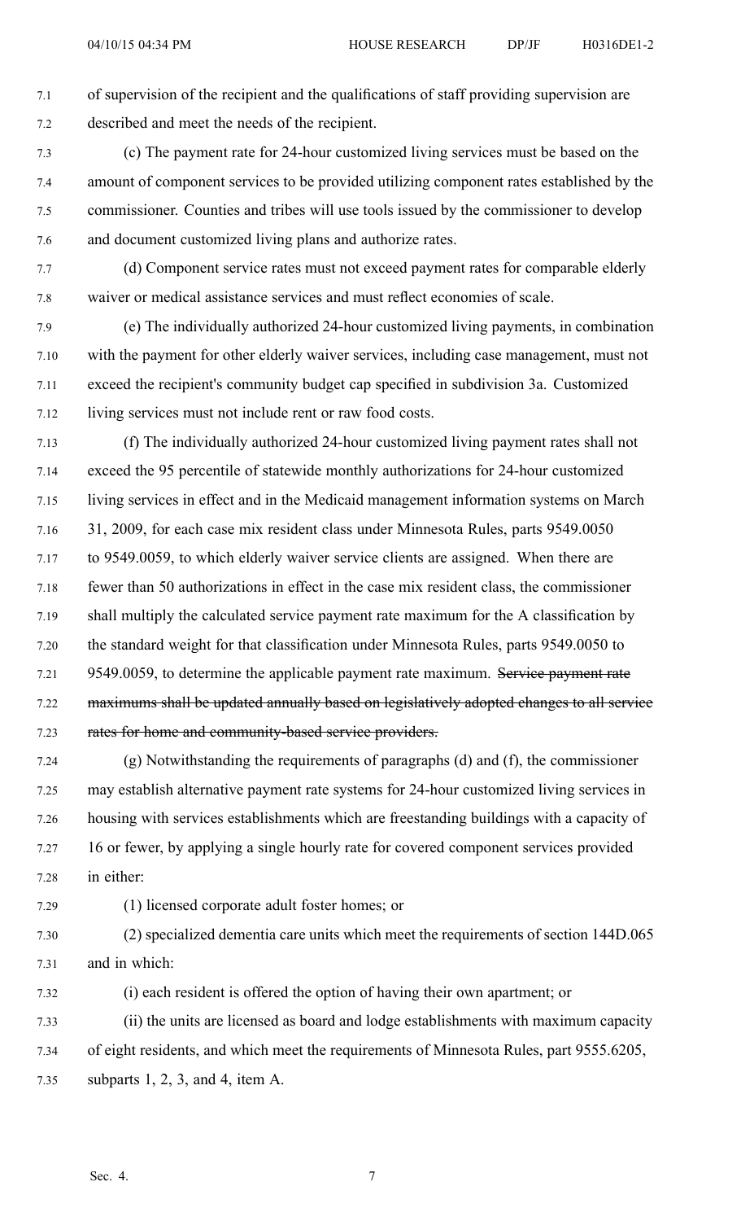of supervision of the recipient and the qualifications of staff providing supervision are described and meet the needs of the recipient.

(c) The payment rate for 24-hour customized living services must be based on the amount of component services to be provided utilizing component rates established by the commissioner. Counties and tribes will use tools issued by the commissioner to develop and document customized living plans and authorize rates.

(d) Component service rates must not exceed payment rates for comparable elderly waiver or medical assistance services and must reflect economies of scale.

(e) The individually authorized 24-hour customized living payments, in combination with the payment for other elderly waiver services, including case management, must not exceed the recipient's community budget cap specified in subdivision 3a. Customized living services must not include rent or raw food costs.

(f) The individually authorized 24-hour customized living payment rates shall not exceed the 95 percentile of statewide monthly authorizations for 24-hour customized living services in effect and in the Medicaid management information systems on March 31, 2009, for each case mix resident class under Minnesota Rules, parts 9549.0050 to 9549.0059, to which elderly waiver service clients are assigned. When there are fewer than 50 authorizations in effect in the case mix resident class, the commissioner shall multiply the calculated service payment rate maximum for the A classification by the standard weight for that classification under Minnesota Rules, parts 9549.0050 to 9549.0059, to determine the applicable payment rate maximum. ~~Service payment rate maximums shall be updated annually based on legislatively adopted changes to all service rates for home and community-based service providers.~~

(g) Notwithstanding the requirements of paragraphs (d) and (f), the commissioner may establish alternative payment rate systems for 24-hour customized living services in housing with services establishments which are freestanding buildings with a capacity of 16 or fewer, by applying a single hourly rate for covered component services provided in either:

(1) licensed corporate adult foster homes; or

(2) specialized dementia care units which meet the requirements of section 144D.065 and in which:

(i) each resident is offered the option of having their own apartment; or

(ii) the units are licensed as board and lodge establishments with maximum capacity of eight residents, and which meet the requirements of Minnesota Rules, part 9555.6205, subparts 1, 2, 3, and 4, item A.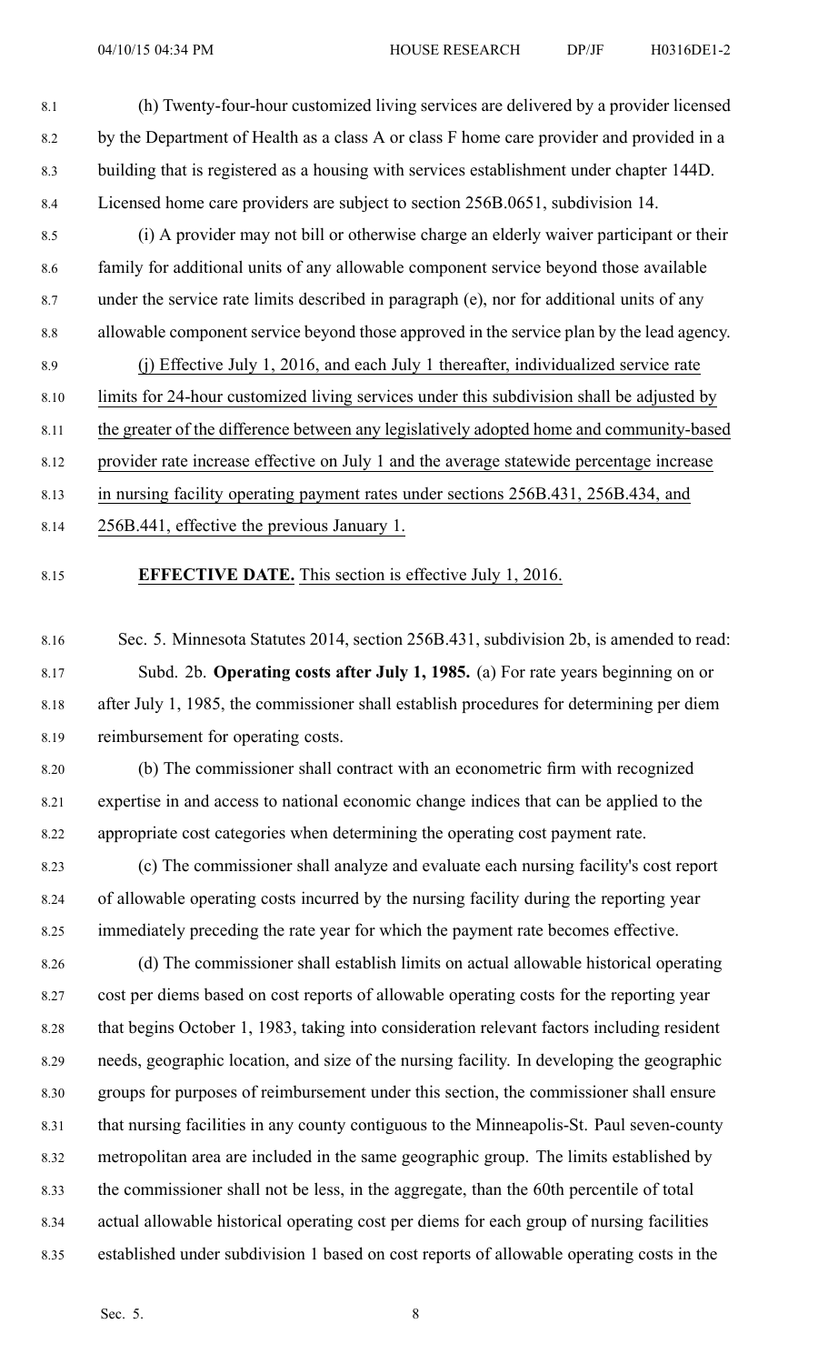(h) Twenty-four-hour customized living services are delivered by a provider licensed by the Department of Health as a class A or class F home care provider and provided in a building that is registered as a housing with services establishment under chapter 144D. Licensed home care providers are subject to section 256B.0651, subdivision 14.

(i) A provider may not bill or otherwise charge an elderly waiver participant or their family for additional units of any allowable component service beyond those available under the service rate limits described in paragraph (e), nor for additional units of any allowable component service beyond those approved in the service plan by the lead agency.

(j) Effective July 1, 2016, and each July 1 thereafter, individualized service rate limits for 24-hour customized living services under this subdivision shall be adjusted by the greater of the difference between any legislatively adopted home and community-based provider rate increase effective on July 1 and the average statewide percentage increase in nursing facility operating payment rates under sections 256B.431, 256B.434, and 256B.441, effective the previous January 1.

**EFFECTIVE DATE.** This section is effective July 1, 2016.

Sec. 5. Minnesota Statutes 2014, section 256B.431, subdivision 2b, is amended to read:

Subd. 2b. **Operating costs after July 1, 1985.** (a) For rate years beginning on or after July 1, 1985, the commissioner shall establish procedures for determining per diem reimbursement for operating costs.

(b) The commissioner shall contract with an econometric firm with recognized expertise in and access to national economic change indices that can be applied to the appropriate cost categories when determining the operating cost payment rate.

(c) The commissioner shall analyze and evaluate each nursing facility's cost report of allowable operating costs incurred by the nursing facility during the reporting year immediately preceding the rate year for which the payment rate becomes effective.

(d) The commissioner shall establish limits on actual allowable historical operating cost per diems based on cost reports of allowable operating costs for the reporting year that begins October 1, 1983, taking into consideration relevant factors including resident needs, geographic location, and size of the nursing facility. In developing the geographic groups for purposes of reimbursement under this section, the commissioner shall ensure that nursing facilities in any county contiguous to the Minneapolis-St. Paul seven-county metropolitan area are included in the same geographic group. The limits established by the commissioner shall not be less, in the aggregate, than the 60th percentile of total actual allowable historical operating cost per diems for each group of nursing facilities established under subdivision 1 based on cost reports of allowable operating costs in the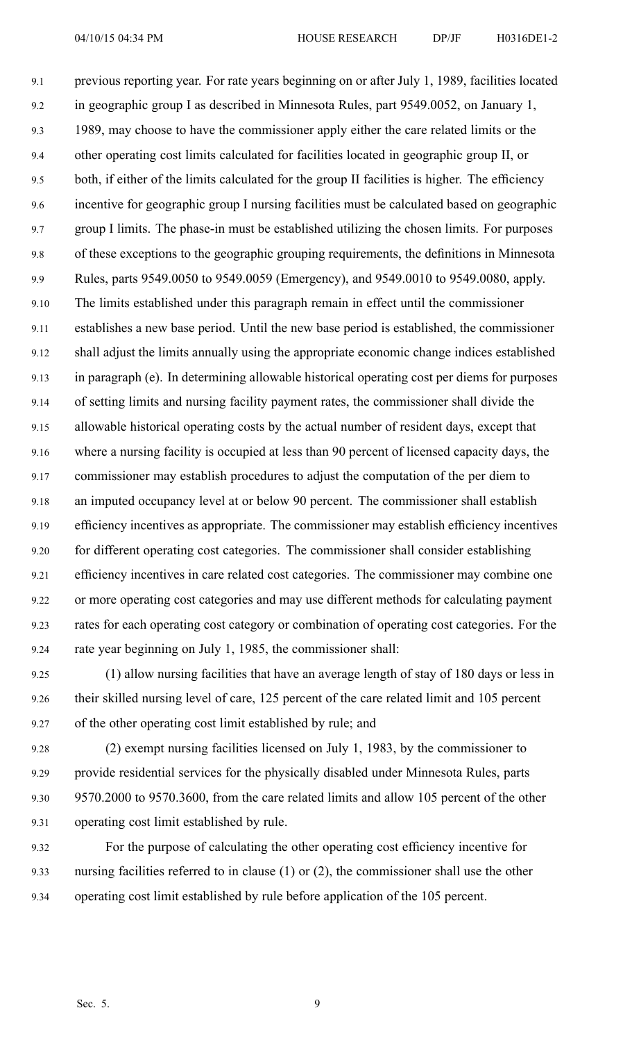previous reporting year. For rate years beginning on or after July 1, 1989, facilities located in geographic group I as described in Minnesota Rules, part 9549.0052, on January 1, 1989, may choose to have the commissioner apply either the care related limits or the other operating cost limits calculated for facilities located in geographic group II, or both, if either of the limits calculated for the group II facilities is higher. The efficiency incentive for geographic group I nursing facilities must be calculated based on geographic group I limits. The phase-in must be established utilizing the chosen limits. For purposes of these exceptions to the geographic grouping requirements, the definitions in Minnesota Rules, parts 9549.0050 to 9549.0059 (Emergency), and 9549.0010 to 9549.0080, apply. The limits established under this paragraph remain in effect until the commissioner establishes a new base period. Until the new base period is established, the commissioner shall adjust the limits annually using the appropriate economic change indices established in paragraph (e). In determining allowable historical operating cost per diems for purposes of setting limits and nursing facility payment rates, the commissioner shall divide the allowable historical operating costs by the actual number of resident days, except that where a nursing facility is occupied at less than 90 percent of licensed capacity days, the commissioner may establish procedures to adjust the computation of the per diem to an imputed occupancy level at or below 90 percent. The commissioner shall establish efficiency incentives as appropriate. The commissioner may establish efficiency incentives for different operating cost categories. The commissioner shall consider establishing efficiency incentives in care related cost categories. The commissioner may combine one or more operating cost categories and may use different methods for calculating payment rates for each operating cost category or combination of operating cost categories. For the rate year beginning on July 1, 1985, the commissioner shall:

(1) allow nursing facilities that have an average length of stay of 180 days or less in their skilled nursing level of care, 125 percent of the care related limit and 105 percent of the other operating cost limit established by rule; and

(2) exempt nursing facilities licensed on July 1, 1983, by the commissioner to provide residential services for the physically disabled under Minnesota Rules, parts 9570.2000 to 9570.3600, from the care related limits and allow 105 percent of the other operating cost limit established by rule.

For the purpose of calculating the other operating cost efficiency incentive for nursing facilities referred to in clause (1) or (2), the commissioner shall use the other operating cost limit established by rule before application of the 105 percent.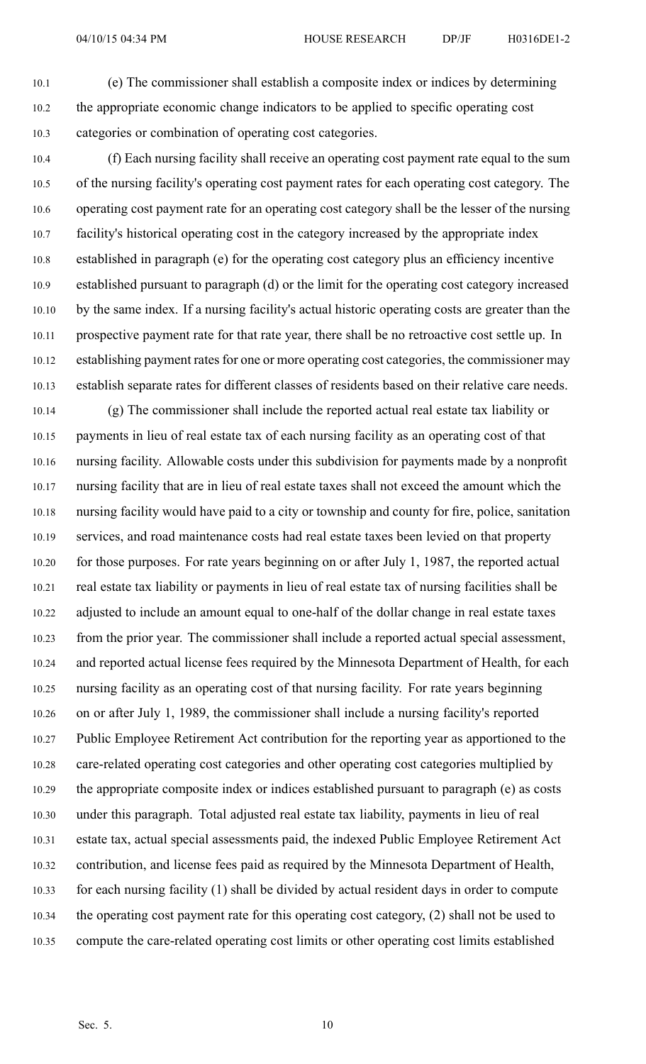(e) The commissioner shall establish a composite index or indices by determining the appropriate economic change indicators to be applied to specific operating cost categories or combination of operating cost categories.

(f) Each nursing facility shall receive an operating cost payment rate equal to the sum of the nursing facility's operating cost payment rates for each operating cost category. The operating cost payment rate for an operating cost category shall be the lesser of the nursing facility's historical operating cost in the category increased by the appropriate index established in paragraph (e) for the operating cost category plus an efficiency incentive established pursuant to paragraph (d) or the limit for the operating cost category increased by the same index. If a nursing facility's actual historic operating costs are greater than the prospective payment rate for that rate year, there shall be no retroactive cost settle up. In establishing payment rates for one or more operating cost categories, the commissioner may establish separate rates for different classes of residents based on their relative care needs.

(g) The commissioner shall include the reported actual real estate tax liability or payments in lieu of real estate tax of each nursing facility as an operating cost of that nursing facility. Allowable costs under this subdivision for payments made by a nonprofit nursing facility that are in lieu of real estate taxes shall not exceed the amount which the nursing facility would have paid to a city or township and county for fire, police, sanitation services, and road maintenance costs had real estate taxes been levied on that property for those purposes. For rate years beginning on or after July 1, 1987, the reported actual real estate tax liability or payments in lieu of real estate tax of nursing facilities shall be adjusted to include an amount equal to one-half of the dollar change in real estate taxes from the prior year. The commissioner shall include a reported actual special assessment, and reported actual license fees required by the Minnesota Department of Health, for each nursing facility as an operating cost of that nursing facility. For rate years beginning on or after July 1, 1989, the commissioner shall include a nursing facility's reported Public Employee Retirement Act contribution for the reporting year as apportioned to the care-related operating cost categories and other operating cost categories multiplied by the appropriate composite index or indices established pursuant to paragraph (e) as costs under this paragraph. Total adjusted real estate tax liability, payments in lieu of real estate tax, actual special assessments paid, the indexed Public Employee Retirement Act contribution, and license fees paid as required by the Minnesota Department of Health, for each nursing facility (1) shall be divided by actual resident days in order to compute the operating cost payment rate for this operating cost category, (2) shall not be used to compute the care-related operating cost limits or other operating cost limits established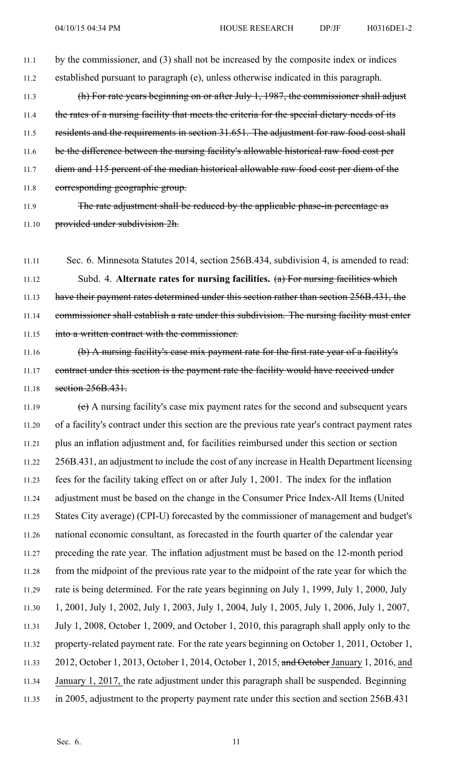by the commissioner, and (3) shall not be increased by the composite index or indices established pursuant to paragraph (e), unless otherwise indicated in this paragraph.

~~(h) For rate years beginning on or after July 1, 1987, the commissioner shall adjust the rates of a nursing facility that meets the criteria for the special dietary needs of its residents and the requirements in section 31.651. The adjustment for raw food cost shall be the difference between the nursing facility's allowable historical raw food cost per diem and 115 percent of the median historical allowable raw food cost per diem of the corresponding geographic group.~~

~~The rate adjustment shall be reduced by the applicable phase-in percentage as provided under subdivision 2h.~~

Sec. 6. Minnesota Statutes 2014, section 256B.434, subdivision 4, is amended to read:

Subd. 4. **Alternate rates for nursing facilities.** ~~(a) For nursing facilities which have their payment rates determined under this section rather than section 256B.431, the commissioner shall establish a rate under this subdivision. The nursing facility must enter into a written contract with the commissioner.~~

~~(b) A nursing facility's case mix payment rate for the first rate year of a facility's contract under this section is the payment rate the facility would have received under section 256B.431.~~

~~(c)~~ A nursing facility's case mix payment rates for the second and subsequent years of a facility's contract under this section are the previous rate year's contract payment rates plus an inflation adjustment and, for facilities reimbursed under this section or section 256B.431, an adjustment to include the cost of any increase in Health Department licensing fees for the facility taking effect on or after July 1, 2001. The index for the inflation adjustment must be based on the change in the Consumer Price Index-All Items (United States City average) (CPI-U) forecasted by the commissioner of management and budget's national economic consultant, as forecasted in the fourth quarter of the calendar year preceding the rate year. The inflation adjustment must be based on the 12-month period from the midpoint of the previous rate year to the midpoint of the rate year for which the rate is being determined. For the rate years beginning on July 1, 1999, July 1, 2000, July 1, 2001, July 1, 2002, July 1, 2003, July 1, 2004, July 1, 2005, July 1, 2006, July 1, 2007, July 1, 2008, October 1, 2009, and October 1, 2010, this paragraph shall apply only to the property-related payment rate. For the rate years beginning on October 1, 2011, October 1, 2012, October 1, 2013, October 1, 2014, October 1, 2015, ~~and October~~ <u>January</u> 1, 2016, <u>and January 1, 2017,</u> the rate adjustment under this paragraph shall be suspended. Beginning in 2005, adjustment to the property payment rate under this section and section 256B.431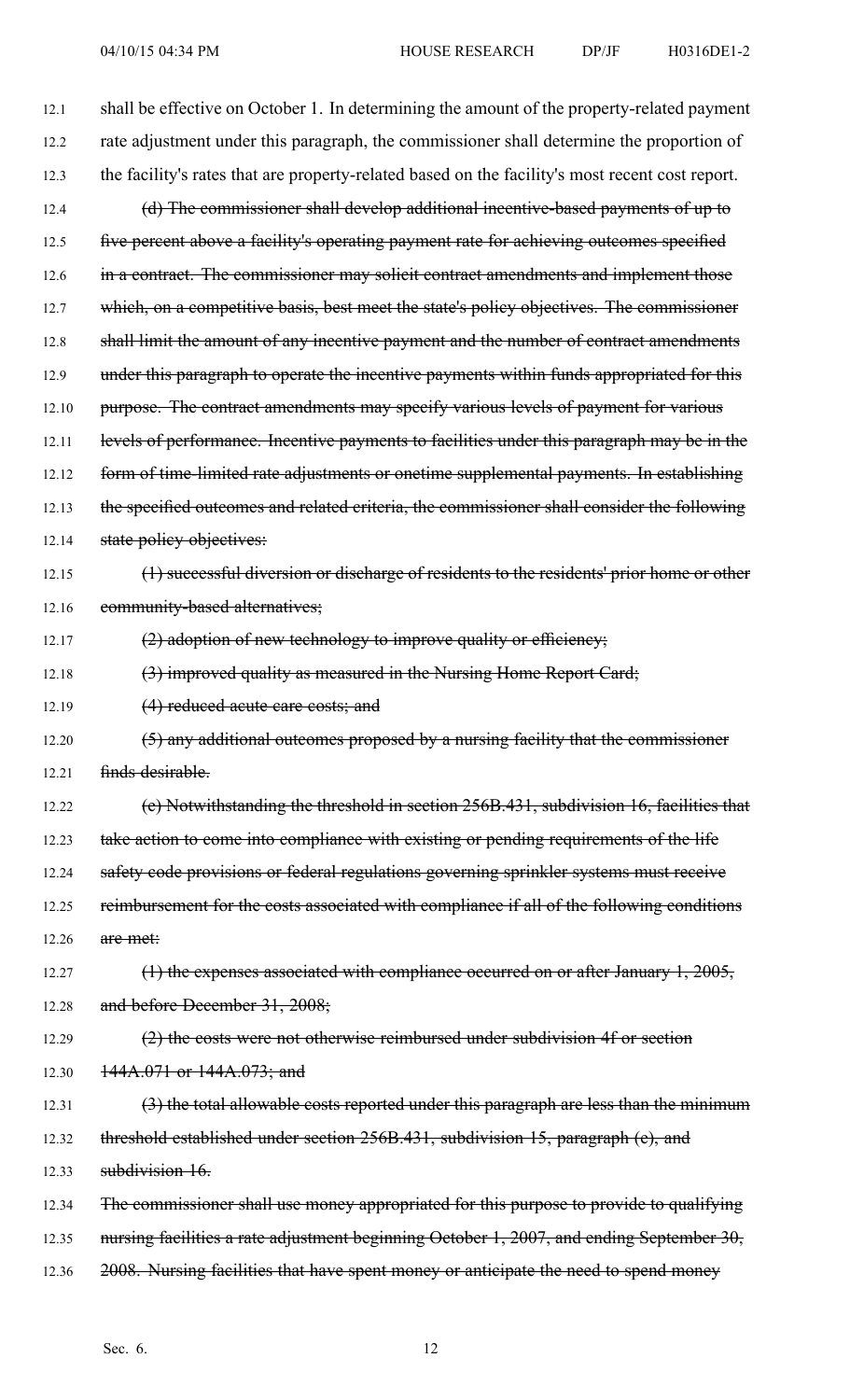shall be effective on October 1. In determining the amount of the property-related payment rate adjustment under this paragraph, the commissioner shall determine the proportion of the facility's rates that are property-related based on the facility's most recent cost report.

~~(d) The commissioner shall develop additional incentive-based payments of up to five percent above a facility's operating payment rate for achieving outcomes specified in a contract. The commissioner may solicit contract amendments and implement those which, on a competitive basis, best meet the state's policy objectives. The commissioner shall limit the amount of any incentive payment and the number of contract amendments under this paragraph to operate the incentive payments within funds appropriated for this purpose. The contract amendments may specify various levels of payment for various levels of performance. Incentive payments to facilities under this paragraph may be in the form of time-limited rate adjustments or onetime supplemental payments. In establishing the specified outcomes and related criteria, the commissioner shall consider the following state policy objectives:~~

~~(1) successful diversion or discharge of residents to the residents' prior home or other community-based alternatives;~~

~~(2) adoption of new technology to improve quality or efficiency;~~

~~(3) improved quality as measured in the Nursing Home Report Card;~~

~~(4) reduced acute care costs; and~~

~~(5) any additional outcomes proposed by a nursing facility that the commissioner finds desirable.~~

~~(e) Notwithstanding the threshold in section 256B.431, subdivision 16, facilities that take action to come into compliance with existing or pending requirements of the life safety code provisions or federal regulations governing sprinkler systems must receive reimbursement for the costs associated with compliance if all of the following conditions are met:~~

~~(1) the expenses associated with compliance occurred on or after January 1, 2005, and before December 31, 2008;~~

~~(2) the costs were not otherwise reimbursed under subdivision 4f or section 144A.071 or 144A.073; and~~

~~(3) the total allowable costs reported under this paragraph are less than the minimum threshold established under section 256B.431, subdivision 15, paragraph (e), and subdivision 16.~~

~~The commissioner shall use money appropriated for this purpose to provide to qualifying nursing facilities a rate adjustment beginning October 1, 2007, and ending September 30, 2008. Nursing facilities that have spent money or anticipate the need to spend money~~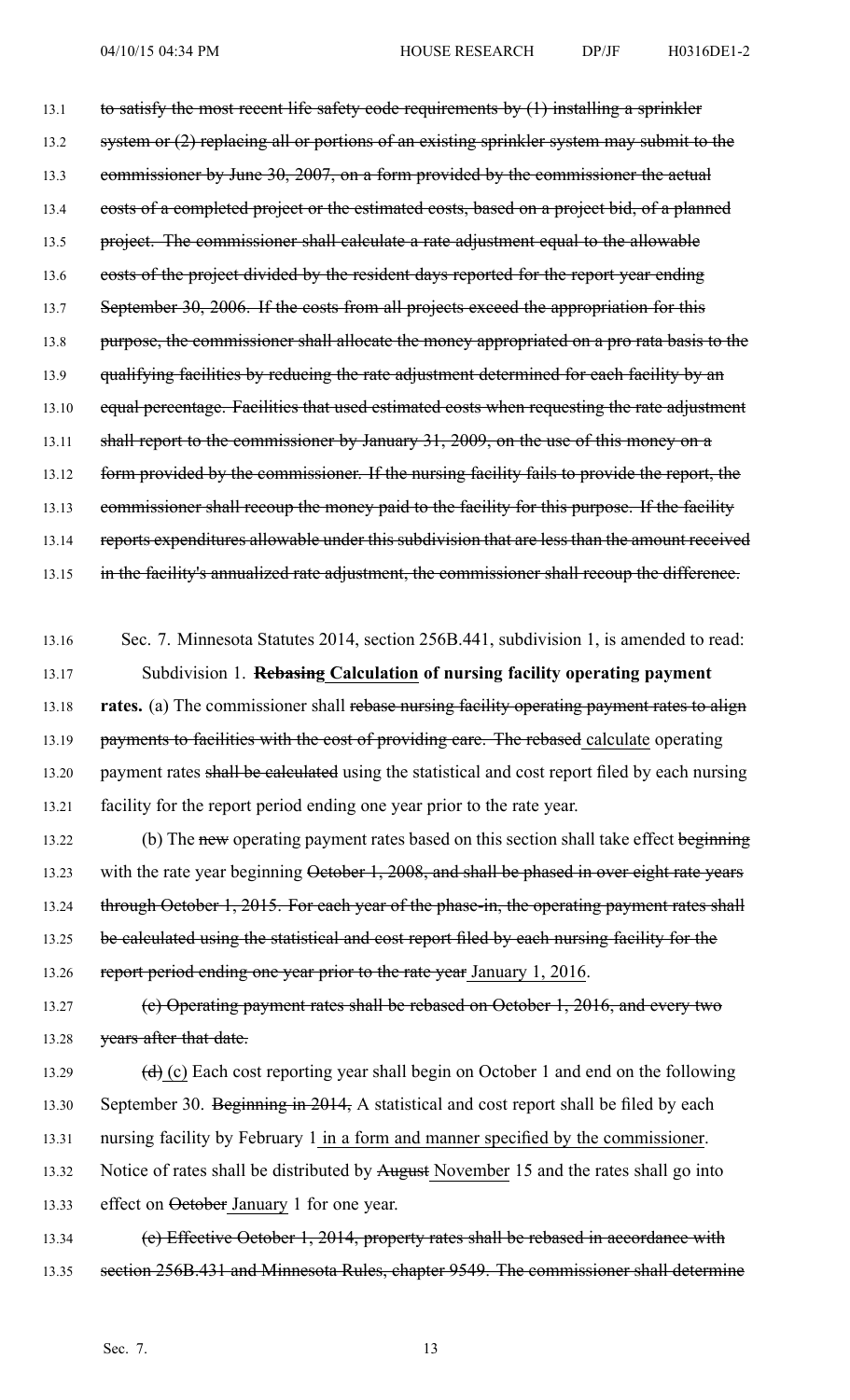~~to satisfy the most recent life safety code requirements by (1) installing a sprinkler system or (2) replacing all or portions of an existing sprinkler system may submit to the commissioner by June 30, 2007, on a form provided by the commissioner the actual costs of a completed project or the estimated costs, based on a project bid, of a planned project. The commissioner shall calculate a rate adjustment equal to the allowable costs of the project divided by the resident days reported for the report year ending September 30, 2006. If the costs from all projects exceed the appropriation for this purpose, the commissioner shall allocate the money appropriated on a pro rata basis to the qualifying facilities by reducing the rate adjustment determined for each facility by an equal percentage. Facilities that used estimated costs when requesting the rate adjustment shall report to the commissioner by January 31, 2009, on the use of this money on a form provided by the commissioner. If the nursing facility fails to provide the report, the commissioner shall recoup the money paid to the facility for this purpose. If the facility reports expenditures allowable under this subdivision that are less than the amount received in the facility's annualized rate adjustment, the commissioner shall recoup the difference.~~

Sec. 7. Minnesota Statutes 2014, section 256B.441, subdivision 1, is amended to read:

Subdivision 1. **~~Rebasing~~ Calculation of nursing facility operating payment rates.** (a) The commissioner shall ~~rebase nursing facility operating payment rates to align payments to facilities with the cost of providing care. The rebased~~ calculate operating payment rates ~~shall be calculated~~ using the statistical and cost report filed by each nursing facility for the report period ending one year prior to the rate year.

(b) The ~~new~~ operating payment rates based on this section shall take effect ~~beginning with the rate year beginning October 1, 2008, and shall be phased in over eight rate years through October 1, 2015. For each year of the phase-in, the operating payment rates shall be calculated using the statistical and cost report filed by each nursing facility for the report period ending one year prior to the rate year~~ January 1, 2016.

~~(c) Operating payment rates shall be rebased on October 1, 2016, and every two years after that date.~~

~~(d)~~ (c) Each cost reporting year shall begin on October 1 and end on the following September 30. ~~Beginning in 2014,~~ A statistical and cost report shall be filed by each nursing facility by February 1 in a form and manner specified by the commissioner. Notice of rates shall be distributed by ~~August~~ November 15 and the rates shall go into effect on ~~October~~ January 1 for one year.

~~(e) Effective October 1, 2014, property rates shall be rebased in accordance with section 256B.431 and Minnesota Rules, chapter 9549. The commissioner shall determine~~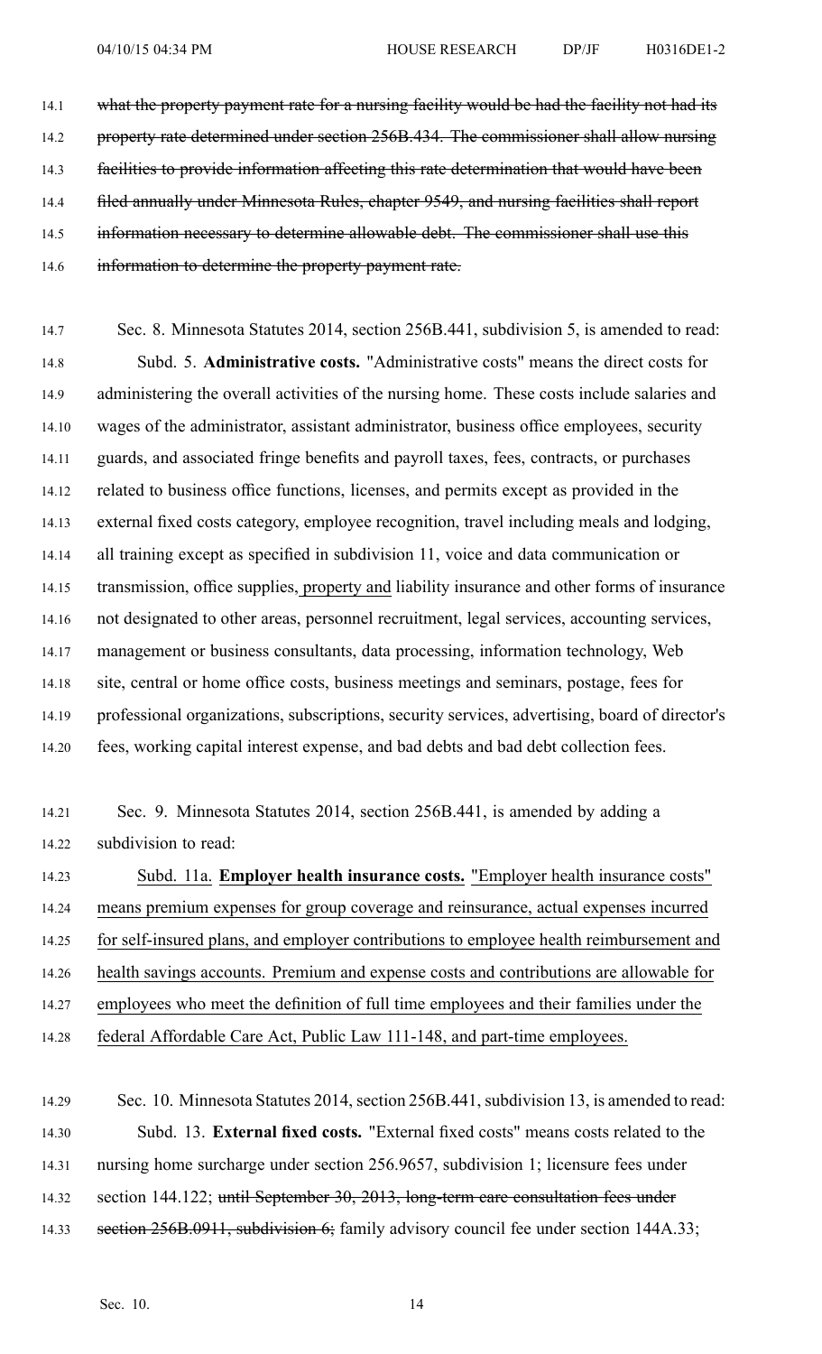14.1 ~~what the property payment rate for a nursing facility would be had the facility not had its~~
14.2 ~~property rate determined under section 256B.434. The commissioner shall allow nursing~~
14.3 ~~facilities to provide information affecting this rate determination that would have been~~
14.4 ~~filed annually under Minnesota Rules, chapter 9549, and nursing facilities shall report~~
14.5 ~~information necessary to determine allowable debt. The commissioner shall use this~~
14.6 ~~information to determine the property payment rate.~~

14.7 Sec. 8. Minnesota Statutes 2014, section 256B.441, subdivision 5, is amended to read:

14.8 Subd. 5. **Administrative costs.** "Administrative costs" means the direct costs for
14.9 administering the overall activities of the nursing home. These costs include salaries and
14.10 wages of the administrator, assistant administrator, business office employees, security
14.11 guards, and associated fringe benefits and payroll taxes, fees, contracts, or purchases
14.12 related to business office functions, licenses, and permits except as provided in the
14.13 external fixed costs category, employee recognition, travel including meals and lodging,
14.14 all training except as specified in subdivision 11, voice and data communication or
14.15 transmission, office supplies, <u>property and</u> liability insurance and other forms of insurance
14.16 not designated to other areas, personnel recruitment, legal services, accounting services,
14.17 management or business consultants, data processing, information technology, Web
14.18 site, central or home office costs, business meetings and seminars, postage, fees for
14.19 professional organizations, subscriptions, security services, advertising, board of director's
14.20 fees, working capital interest expense, and bad debts and bad debt collection fees.

14.21 Sec. 9. Minnesota Statutes 2014, section 256B.441, is amended by adding a
14.22 subdivision to read:

14.23 <u>Subd. 11a. **Employer health insurance costs.** "Employer health insurance costs"</u>
14.24 <u>means premium expenses for group coverage and reinsurance, actual expenses incurred</u>
14.25 <u>for self-insured plans, and employer contributions to employee health reimbursement and</u>
14.26 <u>health savings accounts. Premium and expense costs and contributions are allowable for</u>
14.27 <u>employees who meet the definition of full time employees and their families under the</u>
14.28 <u>federal Affordable Care Act, Public Law 111-148, and part-time employees.</u>

14.29 Sec. 10. Minnesota Statutes 2014, section 256B.441, subdivision 13, is amended to read:

14.30 Subd. 13. **External fixed costs.** "External fixed costs" means costs related to the
14.31 nursing home surcharge under section 256.9657, subdivision 1; licensure fees under
14.32 section 144.122; ~~until September 30, 2013, long-term care consultation fees under~~
14.33 ~~section 256B.0911, subdivision 6;~~ family advisory council fee under section 144A.33;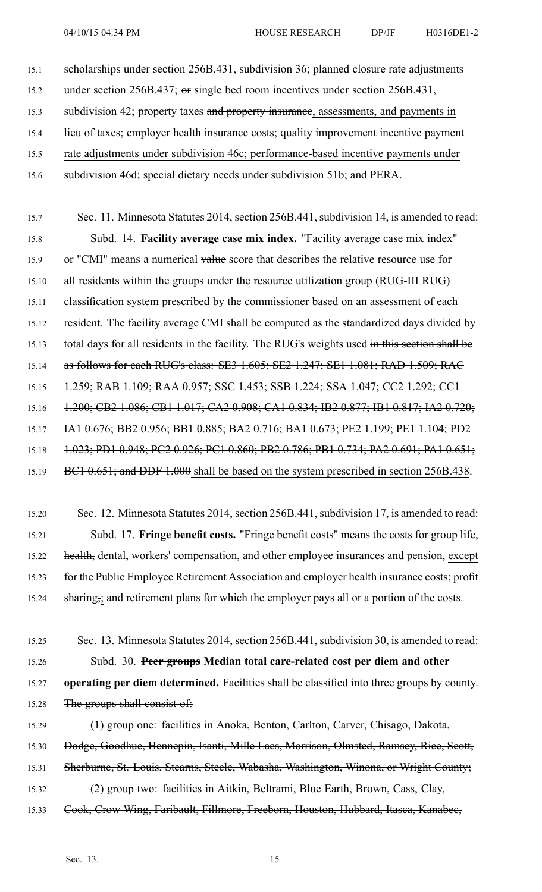scholarships under section 256B.431, subdivision 36; planned closure rate adjustments under section 256B.437; ~~or~~ single bed room incentives under section 256B.431, subdivision 42; property taxes ~~and property insurance~~, assessments, and payments in lieu of taxes; employer health insurance costs; quality improvement incentive payment rate adjustments under subdivision 46c; performance-based incentive payments under subdivision 46d; special dietary needs under subdivision 51b; and PERA.

Sec. 11. Minnesota Statutes 2014, section 256B.441, subdivision 14, is amended to read:

Subd. 14. **Facility average case mix index.** "Facility average case mix index" or "CMI" means a numerical ~~value~~ score that describes the relative resource use for all residents within the groups under the resource utilization group (~~RUG-III~~ RUG) classification system prescribed by the commissioner based on an assessment of each resident. The facility average CMI shall be computed as the standardized days divided by total days for all residents in the facility. The RUG's weights used ~~in this section shall be as follows for each RUG's class: SE3 1.605; SE2 1.247; SE1 1.081; RAD 1.509; RAC 1.259; RAB 1.109; RAA 0.957; SSC 1.453; SSB 1.224; SSA 1.047; CC2 1.292; CC1 1.200; CB2 1.086; CB1 1.017; CA2 0.908; CA1 0.834; IB2 0.877; IB1 0.817; IA2 0.720; IA1 0.676; BB2 0.956; BB1 0.885; BA2 0.716; BA1 0.673; PE2 1.199; PE1 1.104; PD2 1.023; PD1 0.948; PC2 0.926; PC1 0.860; PB2 0.786; PB1 0.734; PA2 0.691; PA1 0.651; BC1 0.651; and DDF 1.000~~ shall be based on the system prescribed in section 256B.438.

Sec. 12. Minnesota Statutes 2014, section 256B.441, subdivision 17, is amended to read:

Subd. 17. **Fringe benefit costs.** "Fringe benefit costs" means the costs for group life, ~~health,~~ dental, workers' compensation, and other employee insurances and pension, except for the Public Employee Retirement Association and employer health insurance costs; profit sharing~~,~~; and retirement plans for which the employer pays all or a portion of the costs.

Sec. 13. Minnesota Statutes 2014, section 256B.441, subdivision 30, is amended to read:

Subd. 30. **~~Peer groups~~ Median total care-related cost per diem and other operating per diem determined.** ~~Facilities shall be classified into three groups by county. The groups shall consist of:~~

~~(1) group one: facilities in Anoka, Benton, Carlton, Carver, Chisago, Dakota, Dodge, Goodhue, Hennepin, Isanti, Mille Lacs, Morrison, Olmsted, Ramsey, Rice, Scott, Sherburne, St. Louis, Stearns, Steele, Wabasha, Washington, Winona, or Wright County;~~

~~(2) group two: facilities in Aitkin, Beltrami, Blue Earth, Brown, Cass, Clay, Cook, Crow Wing, Faribault, Fillmore, Freeborn, Houston, Hubbard, Itasca, Kanabec,~~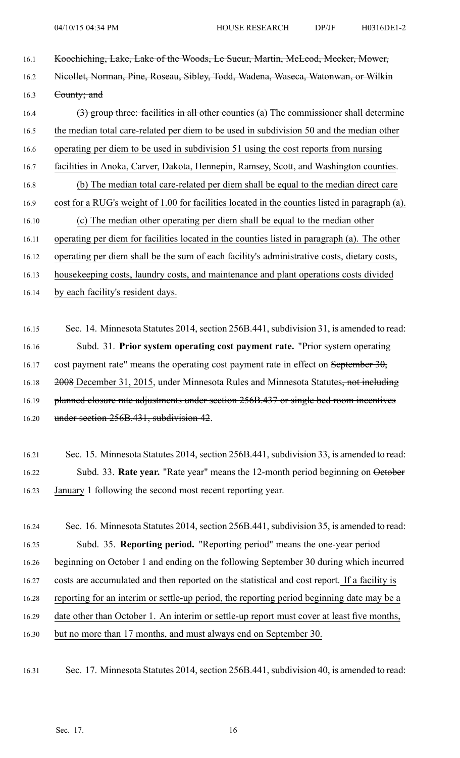16.1 ~~Koochiching, Lake, Lake of the Woods, Le Sueur, Martin, McLeod, Meeker, Mower,~~

16.2 ~~Nicollet, Norman, Pine, Roseau, Sibley, Todd, Wadena, Waseca, Watonwan, or Wilkin~~

16.3 ~~County; and~~

16.4 ~~(3) group three: facilities in all other counties~~ (a) The commissioner shall determine

16.5 the median total care-related per diem to be used in subdivision 50 and the median other

16.6 operating per diem to be used in subdivision 51 using the cost reports from nursing

16.7 facilities in Anoka, Carver, Dakota, Hennepin, Ramsey, Scott, and Washington counties.

16.8 (b) The median total care-related per diem shall be equal to the median direct care

16.9 cost for a RUG's weight of 1.00 for facilities located in the counties listed in paragraph (a).

16.10 (c) The median other operating per diem shall be equal to the median other

16.11 operating per diem for facilities located in the counties listed in paragraph (a). The other

16.12 operating per diem shall be the sum of each facility's administrative costs, dietary costs,

16.13 housekeeping costs, laundry costs, and maintenance and plant operations costs divided

16.14 by each facility's resident days.

16.15 Sec. 14. Minnesota Statutes 2014, section 256B.441, subdivision 31, is amended to read:

16.16 Subd. 31. **Prior system operating cost payment rate.** "Prior system operating

16.17 cost payment rate" means the operating cost payment rate in effect on ~~September 30,~~

16.18 ~~2008~~ December 31, 2015, under Minnesota Rules and Minnesota Statutes~~, not including~~

16.19 ~~planned closure rate adjustments under section 256B.437 or single bed room incentives~~

16.20 ~~under section 256B.431, subdivision 42~~.

16.21 Sec. 15. Minnesota Statutes 2014, section 256B.441, subdivision 33, is amended to read:

16.22 Subd. 33. **Rate year.** "Rate year" means the 12-month period beginning on ~~October~~

16.23 January 1 following the second most recent reporting year.

16.24 Sec. 16. Minnesota Statutes 2014, section 256B.441, subdivision 35, is amended to read:

16.25 Subd. 35. **Reporting period.** "Reporting period" means the one-year period

16.26 beginning on October 1 and ending on the following September 30 during which incurred

16.27 costs are accumulated and then reported on the statistical and cost report. If a facility is

16.28 reporting for an interim or settle-up period, the reporting period beginning date may be a

16.29 date other than October 1. An interim or settle-up report must cover at least five months,

16.30 but no more than 17 months, and must always end on September 30.

16.31 Sec. 17. Minnesota Statutes 2014, section 256B.441, subdivision 40, is amended to read: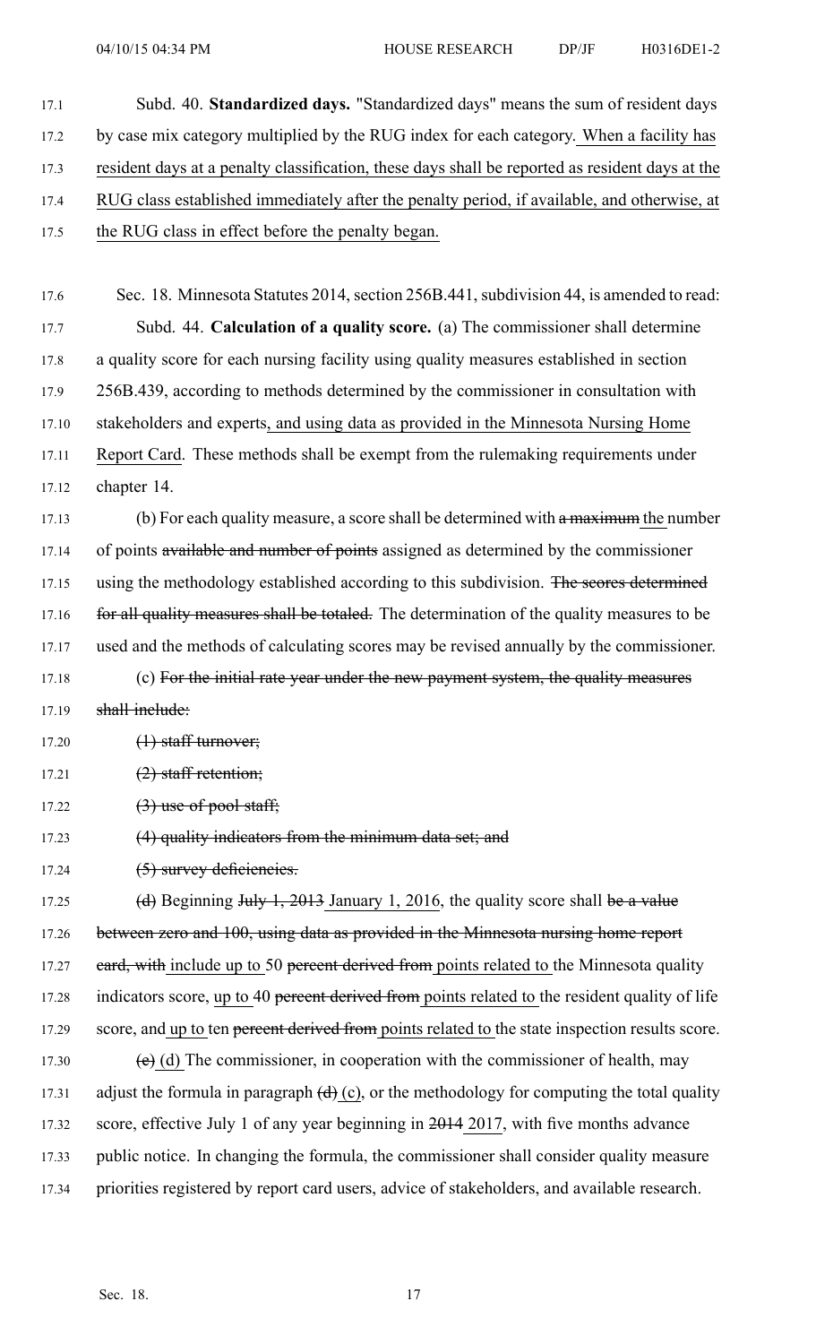Subd. 40. **Standardized days.** "Standardized days" means the sum of resident days by case mix category multiplied by the RUG index for each category. <u>When a facility has resident days at a penalty classification, these days shall be reported as resident days at the RUG class established immediately after the penalty period, if available, and otherwise, at the RUG class in effect before the penalty began.</u>

Sec. 18. Minnesota Statutes 2014, section 256B.441, subdivision 44, is amended to read:

Subd. 44. **Calculation of a quality score.** (a) The commissioner shall determine a quality score for each nursing facility using quality measures established in section 256B.439, according to methods determined by the commissioner in consultation with stakeholders and experts<u>, and using data as provided in the Minnesota Nursing Home Report Card</u>. These methods shall be exempt from the rulemaking requirements under chapter 14.

(b) For each quality measure, a score shall be determined with ~~a maximum~~ <u>the</u> number of points ~~available and number of points~~ assigned as determined by the commissioner using the methodology established according to this subdivision. ~~The scores determined for all quality measures shall be totaled.~~ The determination of the quality measures to be used and the methods of calculating scores may be revised annually by the commissioner.

(c) ~~For the initial rate year under the new payment system, the quality measures shall include:~~

~~(1) staff turnover;~~

~~(2) staff retention;~~

~~(3) use of pool staff;~~

~~(4) quality indicators from the minimum data set; and~~

~~(5) survey deficiencies.~~

~~(d)~~ Beginning ~~July 1, 2013~~ <u>January 1, 2016</u>, the quality score shall ~~be a value between zero and 100, using data as provided in the Minnesota nursing home report card, with~~ <u>include up to</u> 50 ~~percent derived from~~ <u>points related to</u> the Minnesota quality indicators score, <u>up to</u> 40 ~~percent derived from~~ <u>points related to</u> the resident quality of life score, and <u>up to</u> ten ~~percent derived from~~ <u>points related to</u> the state inspection results score.

~~(e)~~ <u>(d)</u> The commissioner, in cooperation with the commissioner of health, may adjust the formula in paragraph ~~(d)~~ <u>(c)</u>, or the methodology for computing the total quality score, effective July 1 of any year beginning in ~~2014~~ <u>2017</u>, with five months advance public notice. In changing the formula, the commissioner shall consider quality measure priorities registered by report card users, advice of stakeholders, and available research.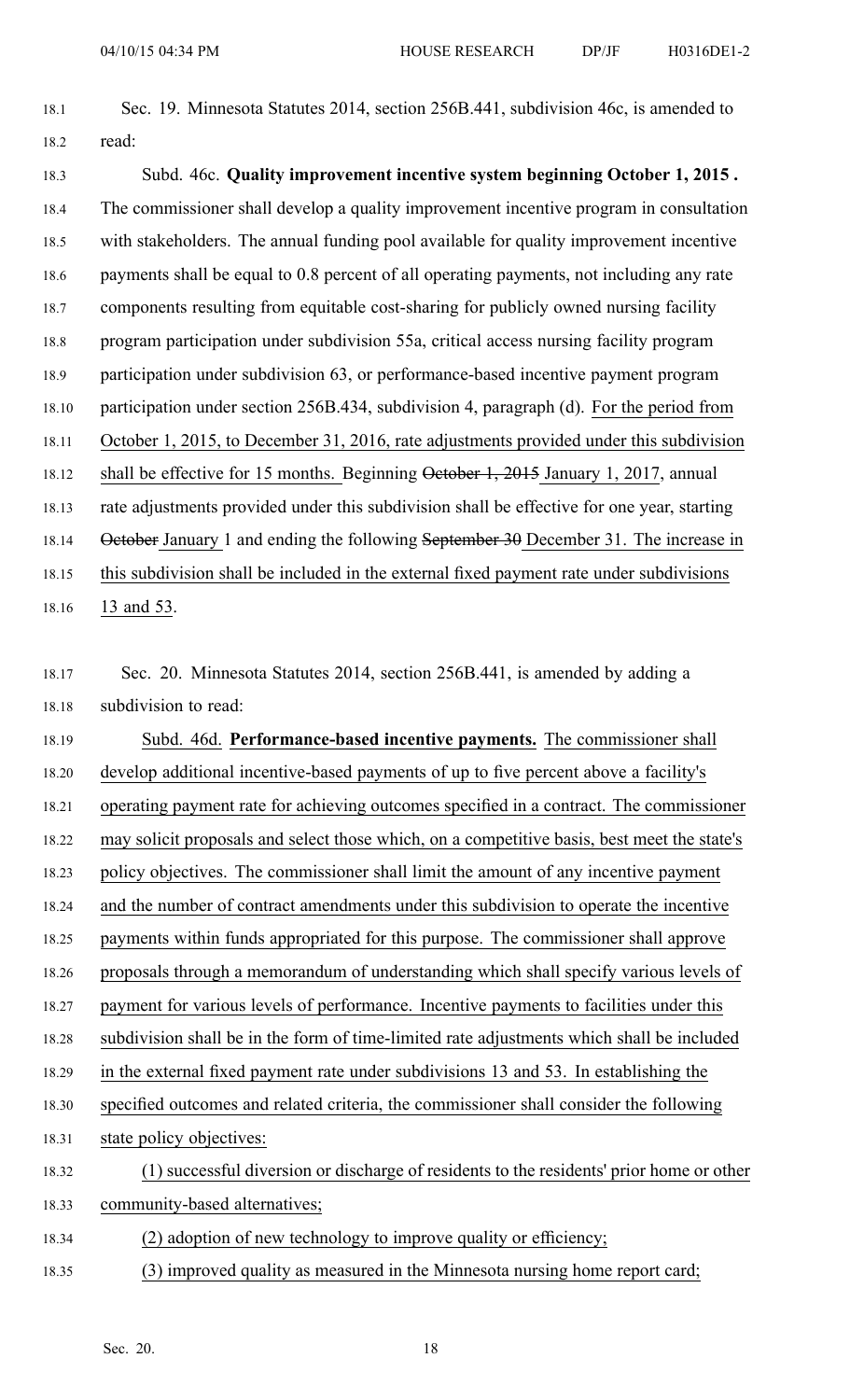Sec. 19. Minnesota Statutes 2014, section 256B.441, subdivision 46c, is amended to read:

Subd. 46c. **Quality improvement incentive system beginning October 1, 2015 .** The commissioner shall develop a quality improvement incentive program in consultation with stakeholders. The annual funding pool available for quality improvement incentive payments shall be equal to 0.8 percent of all operating payments, not including any rate components resulting from equitable cost-sharing for publicly owned nursing facility program participation under subdivision 55a, critical access nursing facility program participation under subdivision 63, or performance-based incentive payment program participation under section 256B.434, subdivision 4, paragraph (d). For the period from October 1, 2015, to December 31, 2016, rate adjustments provided under this subdivision shall be effective for 15 months. Beginning ~~October 1, 2015~~ January 1, 2017, annual rate adjustments provided under this subdivision shall be effective for one year, starting ~~October~~ January 1 and ending the following ~~September 30~~ December 31. The increase in this subdivision shall be included in the external fixed payment rate under subdivisions 13 and 53.

Sec. 20. Minnesota Statutes 2014, section 256B.441, is amended by adding a subdivision to read:

Subd. 46d. **Performance-based incentive payments.** The commissioner shall develop additional incentive-based payments of up to five percent above a facility's operating payment rate for achieving outcomes specified in a contract. The commissioner may solicit proposals and select those which, on a competitive basis, best meet the state's policy objectives. The commissioner shall limit the amount of any incentive payment and the number of contract amendments under this subdivision to operate the incentive payments within funds appropriated for this purpose. The commissioner shall approve proposals through a memorandum of understanding which shall specify various levels of payment for various levels of performance. Incentive payments to facilities under this subdivision shall be in the form of time-limited rate adjustments which shall be included in the external fixed payment rate under subdivisions 13 and 53. In establishing the specified outcomes and related criteria, the commissioner shall consider the following state policy objectives:

(1) successful diversion or discharge of residents to the residents' prior home or other community-based alternatives;

(2) adoption of new technology to improve quality or efficiency;

(3) improved quality as measured in the Minnesota nursing home report card;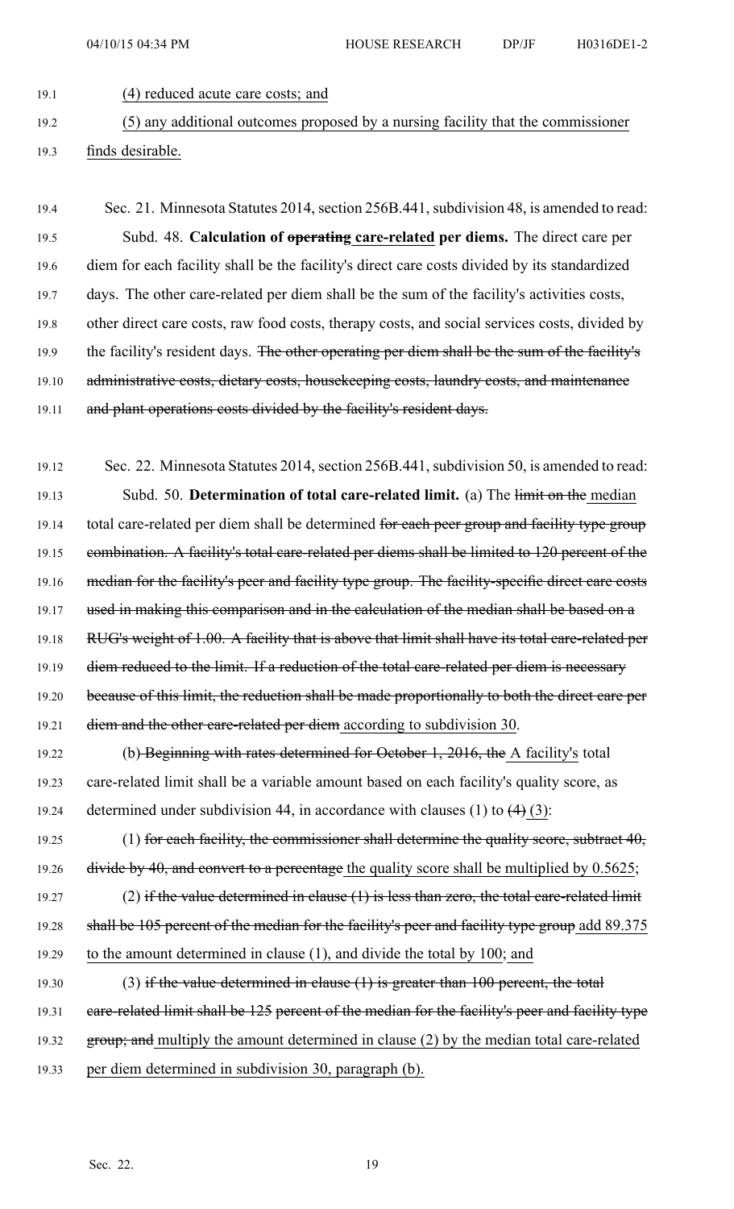(4) reduced acute care costs; and

(5) any additional outcomes proposed by a nursing facility that the commissioner finds desirable.

Sec. 21. Minnesota Statutes 2014, section 256B.441, subdivision 48, is amended to read:

Subd. 48. **Calculation of ~~operating~~ care-related per diems.** The direct care per diem for each facility shall be the facility's direct care costs divided by its standardized days. The other care-related per diem shall be the sum of the facility's activities costs, other direct care costs, raw food costs, therapy costs, and social services costs, divided by the facility's resident days. ~~The other operating per diem shall be the sum of the facility's administrative costs, dietary costs, housekeeping costs, laundry costs, and maintenance and plant operations costs divided by the facility's resident days.~~

Sec. 22. Minnesota Statutes 2014, section 256B.441, subdivision 50, is amended to read:

Subd. 50. **Determination of total care-related limit.** (a) The ~~limit on the~~ median total care-related per diem shall be determined ~~for each peer group and facility type group combination. A facility's total care-related per diems shall be limited to 120 percent of the median for the facility's peer and facility type group. The facility-specific direct care costs used in making this comparison and in the calculation of the median shall be based on a RUG's weight of 1.00. A facility that is above that limit shall have its total care-related per diem reduced to the limit. If a reduction of the total care-related per diem is necessary because of this limit, the reduction shall be made proportionally to both the direct care per diem and the other care-related per diem~~ according to subdivision 30.

(b) ~~Beginning with rates determined for October 1, 2016, the~~ A facility's total care-related limit shall be a variable amount based on each facility's quality score, as determined under subdivision 44, in accordance with clauses (1) to ~~(4)~~ (3):

(1) ~~for each facility, the commissioner shall determine the quality score, subtract 40, divide by 40, and convert to a percentage~~ the quality score shall be multiplied by 0.5625;

(2) ~~if the value determined in clause (1) is less than zero, the total care-related limit shall be 105 percent of the median for the facility's peer and facility type group~~ add 89.375 to the amount determined in clause (1), and divide the total by 100; and

(3) ~~if the value determined in clause (1) is greater than 100 percent, the total care-related limit shall be 125 percent of the median for the facility's peer and facility type group; and~~ multiply the amount determined in clause (2) by the median total care-related per diem determined in subdivision 30, paragraph (b).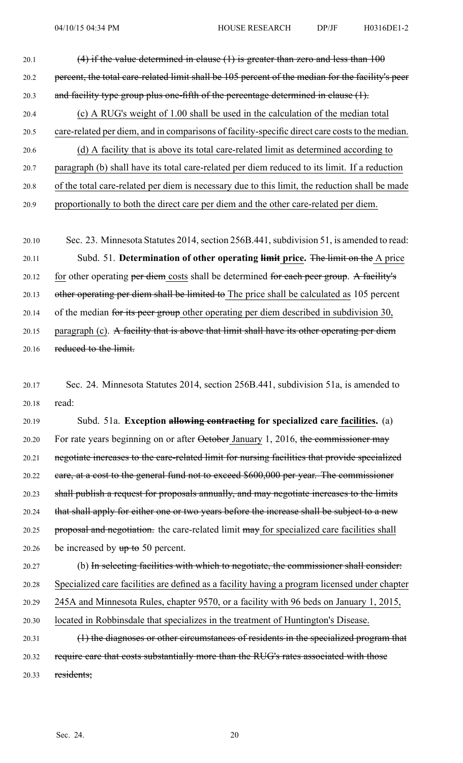~~(4) if the value determined in clause (1) is greater than zero and less than 100 percent, the total care-related limit shall be 105 percent of the median for the facility's peer and facility type group plus one-fifth of the percentage determined in clause (1).~~

(c) A RUG's weight of 1.00 shall be used in the calculation of the median total care-related per diem, and in comparisons of facility-specific direct care costs to the median.

(d) A facility that is above its total care-related limit as determined according to paragraph (b) shall have its total care-related per diem reduced to its limit. If a reduction of the total care-related per diem is necessary due to this limit, the reduction shall be made proportionally to both the direct care per diem and the other care-related per diem.

Sec. 23. Minnesota Statutes 2014, section 256B.441, subdivision 51, is amended to read:

Subd. 51. **Determination of other operating ~~limit~~ price.** ~~The limit on the~~ A price for other operating ~~per diem~~ costs shall be determined ~~for each peer group~~. ~~A facility's other operating per diem shall be limited to~~ The price shall be calculated as 105 percent of the median ~~for its peer group~~ other operating per diem described in subdivision 30, paragraph (c). ~~A facility that is above that limit shall have its other operating per diem reduced to the limit.~~

Sec. 24. Minnesota Statutes 2014, section 256B.441, subdivision 51a, is amended to read:

Subd. 51a. **Exception ~~allowing contracting~~ for specialized care facilities.** (a) For rate years beginning on or after ~~October~~ January 1, 2016, ~~the commissioner may negotiate increases to the care-related limit for nursing facilities that provide specialized care, at a cost to the general fund not to exceed $600,000 per year. The commissioner shall publish a request for proposals annually, and may negotiate increases to the limits that shall apply for either one or two years before the increase shall be subject to a new proposal and negotiation.~~ the care-related limit ~~may~~ for specialized care facilities shall be increased by ~~up to~~ 50 percent.

(b) ~~In selecting facilities with which to negotiate, the commissioner shall consider:~~ Specialized care facilities are defined as a facility having a program licensed under chapter 245A and Minnesota Rules, chapter 9570, or a facility with 96 beds on January 1, 2015, located in Robbinsdale that specializes in the treatment of Huntington's Disease.

~~(1) the diagnoses or other circumstances of residents in the specialized program that require care that costs substantially more than the RUG's rates associated with those residents;~~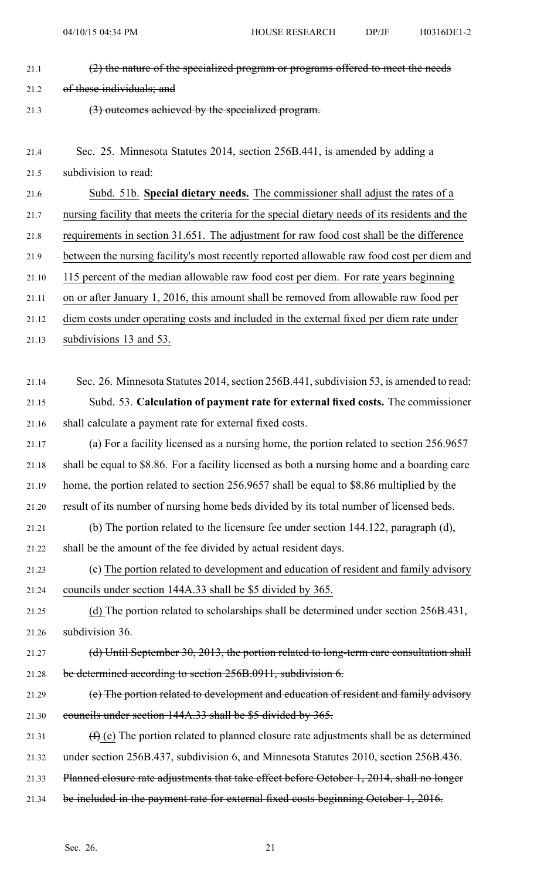~~(2) the nature of the specialized program or programs offered to meet the needs of these individuals; and~~

~~(3) outcomes achieved by the specialized program.~~

Sec. 25. Minnesota Statutes 2014, section 256B.441, is amended by adding a subdivision to read:

<u>Subd. 51b.</u> <u>**Special dietary needs.**</u> <u>The commissioner shall adjust the rates of a nursing facility that meets the criteria for the special dietary needs of its residents and the requirements in section 31.651. The adjustment for raw food cost shall be the difference between the nursing facility's most recently reported allowable raw food cost per diem and 115 percent of the median allowable raw food cost per diem. For rate years beginning on or after January 1, 2016, this amount shall be removed from allowable raw food per diem costs under operating costs and included in the external fixed per diem rate under subdivisions 13 and 53.</u>

Sec. 26. Minnesota Statutes 2014, section 256B.441, subdivision 53, is amended to read:

Subd. 53. **Calculation of payment rate for external fixed costs.** The commissioner shall calculate a payment rate for external fixed costs.

(a) For a facility licensed as a nursing home, the portion related to section 256.9657 shall be equal to $8.86. For a facility licensed as both a nursing home and a boarding care home, the portion related to section 256.9657 shall be equal to $8.86 multiplied by the result of its number of nursing home beds divided by its total number of licensed beds.

(b) The portion related to the licensure fee under section 144.122, paragraph (d), shall be the amount of the fee divided by actual resident days.

(c) <u>The portion related to development and education of resident and family advisory councils under section 144A.33 shall be $5 divided by 365.</u>

<u>(d)</u> The portion related to scholarships shall be determined under section 256B.431, subdivision 36.

~~(d) Until September 30, 2013, the portion related to long-term care consultation shall be determined according to section 256B.0911, subdivision 6.~~

~~(e) The portion related to development and education of resident and family advisory councils under section 144A.33 shall be $5 divided by 365.~~

~~(f)~~ <u>(e)</u> The portion related to planned closure rate adjustments shall be as determined under section 256B.437, subdivision 6, and Minnesota Statutes 2010, section 256B.436. ~~Planned closure rate adjustments that take effect before October 1, 2014, shall no longer be included in the payment rate for external fixed costs beginning October 1, 2016.~~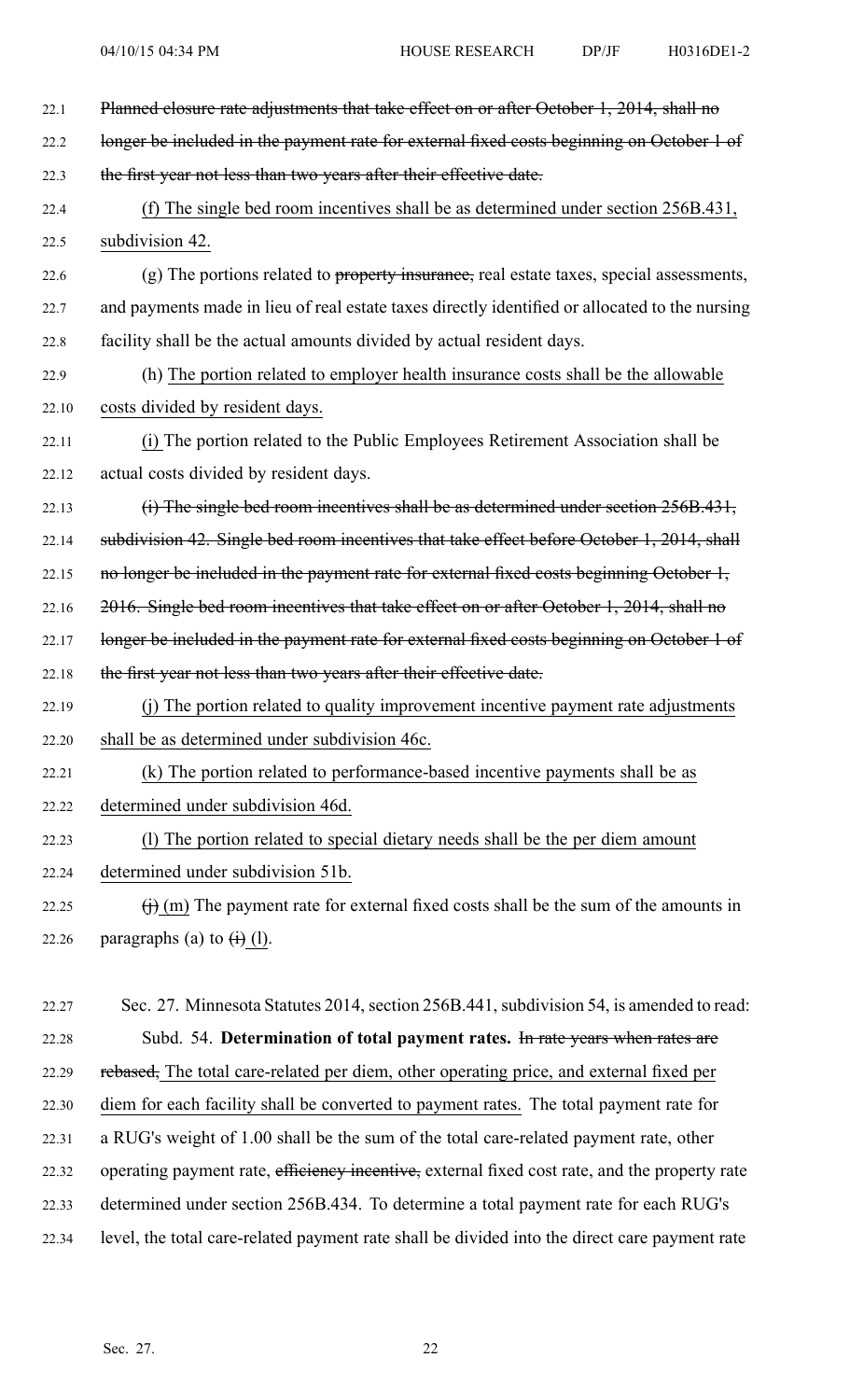22.1 ~~Planned closure rate adjustments that take effect on or after October 1, 2014, shall no~~
22.2 ~~longer be included in the payment rate for external fixed costs beginning on October 1 of~~
22.3 ~~the first year not less than two years after their effective date.~~

22.4 (f) The single bed room incentives shall be as determined under section 256B.431,
22.5 subdivision 42.

22.6 (g) The portions related to ~~property insurance,~~ real estate taxes, special assessments,
22.7 and payments made in lieu of real estate taxes directly identified or allocated to the nursing
22.8 facility shall be the actual amounts divided by actual resident days.

22.9 (h) The portion related to employer health insurance costs shall be the allowable
22.10 costs divided by resident days.

22.11 (i) The portion related to the Public Employees Retirement Association shall be
22.12 actual costs divided by resident days.

22.13 ~~(i) The single bed room incentives shall be as determined under section 256B.431,~~
22.14 ~~subdivision 42. Single bed room incentives that take effect before October 1, 2014, shall~~
22.15 ~~no longer be included in the payment rate for external fixed costs beginning October 1,~~
22.16 ~~2016. Single bed room incentives that take effect on or after October 1, 2014, shall no~~
22.17 ~~longer be included in the payment rate for external fixed costs beginning on October 1 of~~
22.18 ~~the first year not less than two years after their effective date.~~

22.19 (j) The portion related to quality improvement incentive payment rate adjustments
22.20 shall be as determined under subdivision 46c.

22.21 (k) The portion related to performance-based incentive payments shall be as
22.22 determined under subdivision 46d.

22.23 (l) The portion related to special dietary needs shall be the per diem amount
22.24 determined under subdivision 51b.

22.25 ~~(j)~~ (m) The payment rate for external fixed costs shall be the sum of the amounts in
22.26 paragraphs (a) to ~~(i)~~ (l).

22.27 Sec. 27. Minnesota Statutes 2014, section 256B.441, subdivision 54, is amended to read:

22.28 Subd. 54. **Determination of total payment rates.** ~~In rate years when rates are~~
22.29 ~~rebased,~~ The total care-related per diem, other operating price, and external fixed per
22.30 diem for each facility shall be converted to payment rates. The total payment rate for
22.31 a RUG's weight of 1.00 shall be the sum of the total care-related payment rate, other
22.32 operating payment rate, ~~efficiency incentive,~~ external fixed cost rate, and the property rate
22.33 determined under section 256B.434. To determine a total payment rate for each RUG's
22.34 level, the total care-related payment rate shall be divided into the direct care payment rate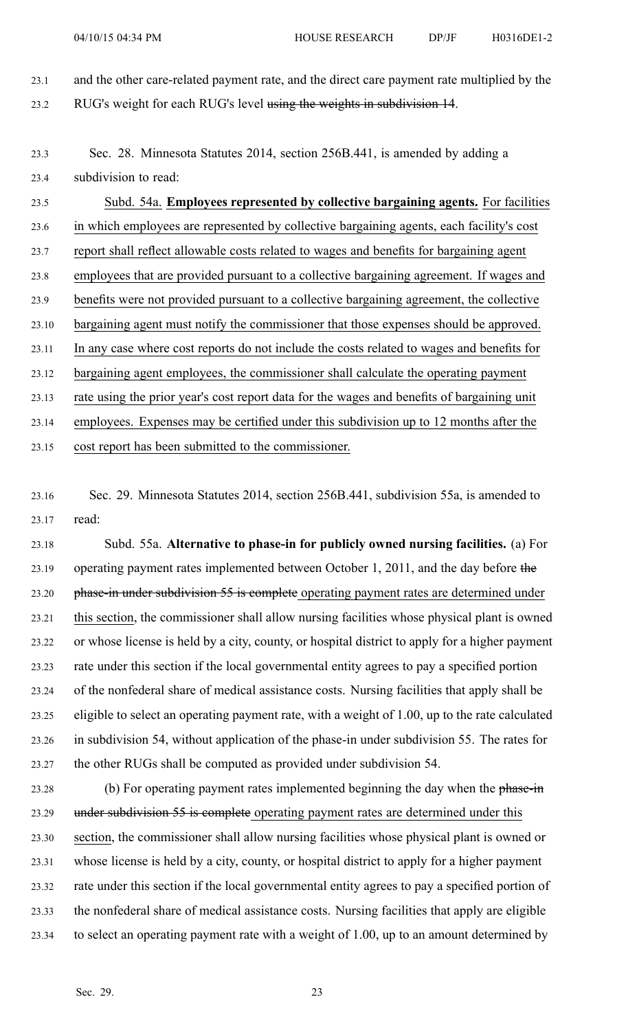and the other care-related payment rate, and the direct care payment rate multiplied by the RUG's weight for each RUG's level ~~using the weights in subdivision 14~~.

Sec. 28. Minnesota Statutes 2014, section 256B.441, is amended by adding a subdivision to read:

<u>Subd. 54a.</u> <u>**Employees represented by collective bargaining agents.**</u> <u>For facilities in which employees are represented by collective bargaining agents, each facility's cost report shall reflect allowable costs related to wages and benefits for bargaining agent employees that are provided pursuant to a collective bargaining agreement. If wages and benefits were not provided pursuant to a collective bargaining agreement, the collective bargaining agent must notify the commissioner that those expenses should be approved. In any case where cost reports do not include the costs related to wages and benefits for bargaining agent employees, the commissioner shall calculate the operating payment rate using the prior year's cost report data for the wages and benefits of bargaining unit employees. Expenses may be certified under this subdivision up to 12 months after the cost report has been submitted to the commissioner.</u>

Sec. 29. Minnesota Statutes 2014, section 256B.441, subdivision 55a, is amended to read:

Subd. 55a. **Alternative to phase-in for publicly owned nursing facilities.** (a) For operating payment rates implemented between October 1, 2011, and the day before ~~the phase-in under subdivision 55 is complete~~ <u>operating payment rates are determined under this section</u>, the commissioner shall allow nursing facilities whose physical plant is owned or whose license is held by a city, county, or hospital district to apply for a higher payment rate under this section if the local governmental entity agrees to pay a specified portion of the nonfederal share of medical assistance costs. Nursing facilities that apply shall be eligible to select an operating payment rate, with a weight of 1.00, up to the rate calculated in subdivision 54, without application of the phase-in under subdivision 55. The rates for the other RUGs shall be computed as provided under subdivision 54.

(b) For operating payment rates implemented beginning the day when the ~~phase-in under subdivision 55 is complete~~ <u>operating payment rates are determined under this section</u>, the commissioner shall allow nursing facilities whose physical plant is owned or whose license is held by a city, county, or hospital district to apply for a higher payment rate under this section if the local governmental entity agrees to pay a specified portion of the nonfederal share of medical assistance costs. Nursing facilities that apply are eligible to select an operating payment rate with a weight of 1.00, up to an amount determined by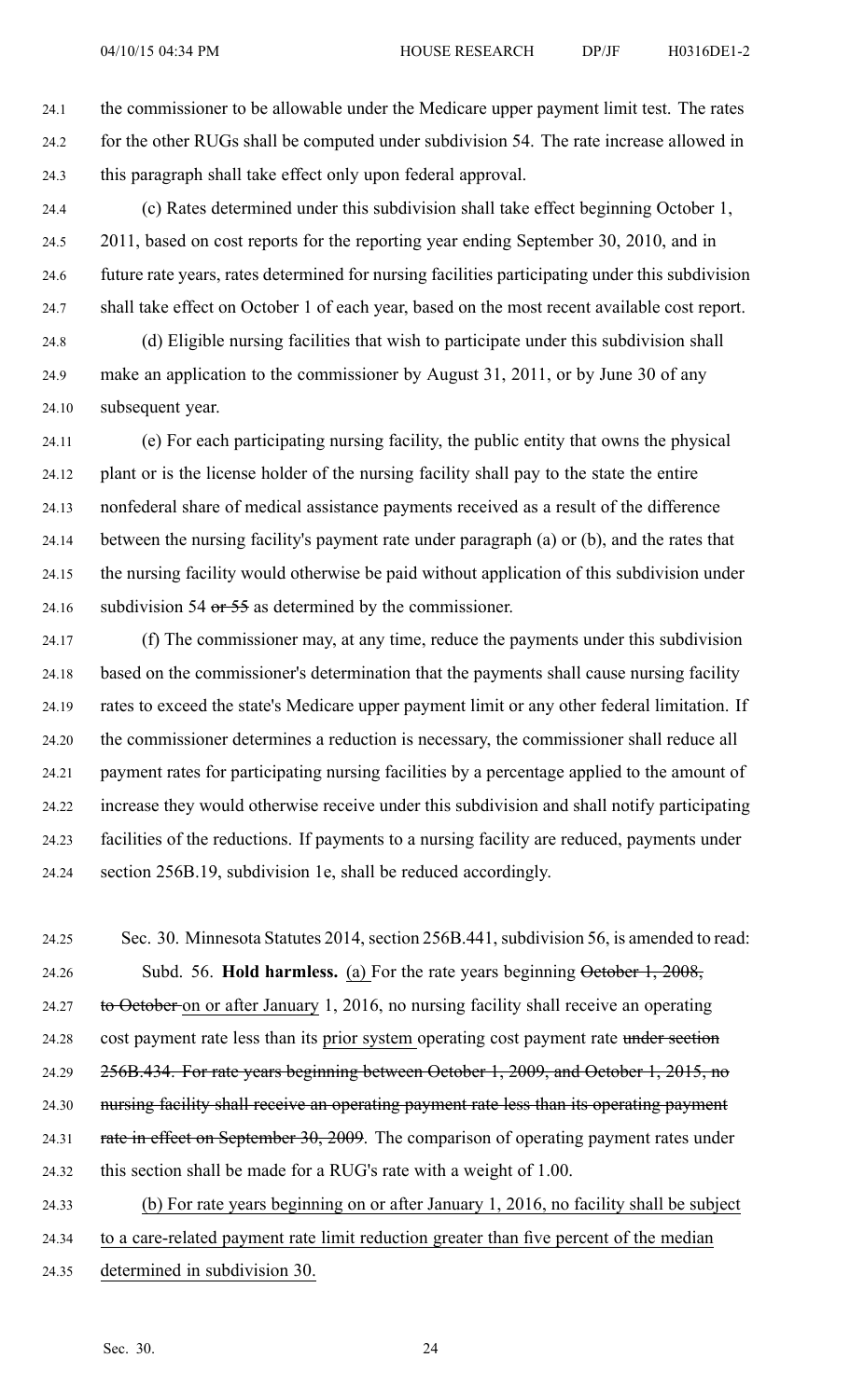the commissioner to be allowable under the Medicare upper payment limit test. The rates for the other RUGs shall be computed under subdivision 54. The rate increase allowed in this paragraph shall take effect only upon federal approval.

(c) Rates determined under this subdivision shall take effect beginning October 1, 2011, based on cost reports for the reporting year ending September 30, 2010, and in future rate years, rates determined for nursing facilities participating under this subdivision shall take effect on October 1 of each year, based on the most recent available cost report.

(d) Eligible nursing facilities that wish to participate under this subdivision shall make an application to the commissioner by August 31, 2011, or by June 30 of any subsequent year.

(e) For each participating nursing facility, the public entity that owns the physical plant or is the license holder of the nursing facility shall pay to the state the entire nonfederal share of medical assistance payments received as a result of the difference between the nursing facility's payment rate under paragraph (a) or (b), and the rates that the nursing facility would otherwise be paid without application of this subdivision under subdivision 54 ~~or 55~~ as determined by the commissioner.

(f) The commissioner may, at any time, reduce the payments under this subdivision based on the commissioner's determination that the payments shall cause nursing facility rates to exceed the state's Medicare upper payment limit or any other federal limitation. If the commissioner determines a reduction is necessary, the commissioner shall reduce all payment rates for participating nursing facilities by a percentage applied to the amount of increase they would otherwise receive under this subdivision and shall notify participating facilities of the reductions. If payments to a nursing facility are reduced, payments under section 256B.19, subdivision 1e, shall be reduced accordingly.

Sec. 30. Minnesota Statutes 2014, section 256B.441, subdivision 56, is amended to read:

Subd. 56. **Hold harmless.** <u>(a)</u> For the rate years beginning ~~October 1, 2008, to October~~ <u>on or after January</u> 1, 2016, no nursing facility shall receive an operating cost payment rate less than its <u>prior system</u> operating cost payment rate ~~under section 256B.434. For rate years beginning between October 1, 2009, and October 1, 2015, no nursing facility shall receive an operating payment rate less than its operating payment rate in effect on September 30, 2009~~. The comparison of operating payment rates under this section shall be made for a RUG's rate with a weight of 1.00.

<u>(b) For rate years beginning on or after January 1, 2016, no facility shall be subject to a care-related payment rate limit reduction greater than five percent of the median determined in subdivision 30.</u>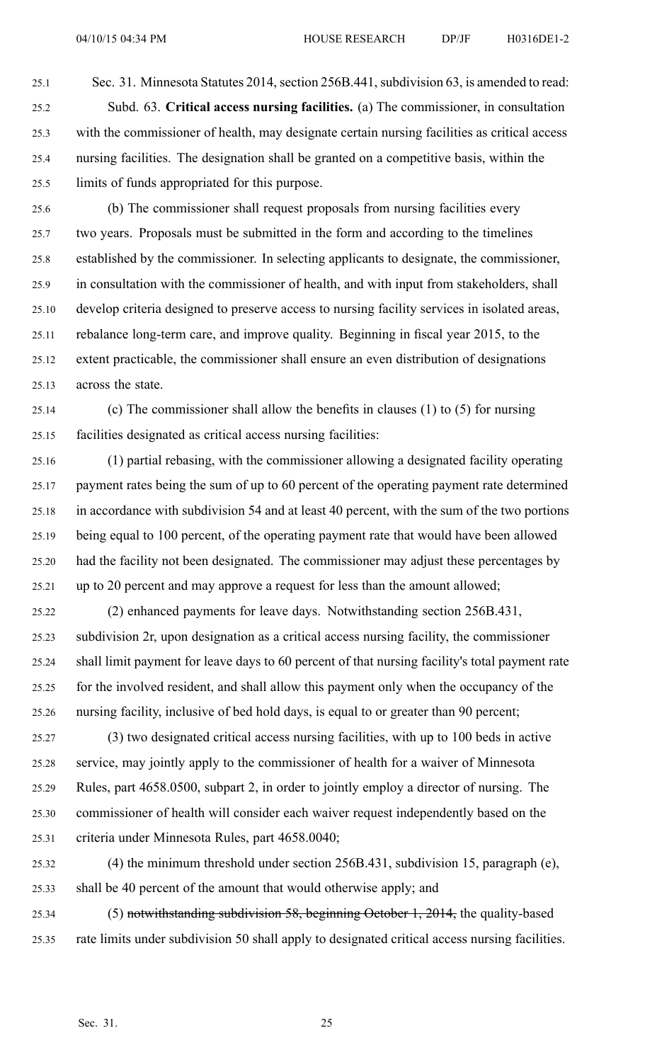Sec. 31. Minnesota Statutes 2014, section 256B.441, subdivision 63, is amended to read:

Subd. 63. **Critical access nursing facilities.** (a) The commissioner, in consultation with the commissioner of health, may designate certain nursing facilities as critical access nursing facilities. The designation shall be granted on a competitive basis, within the limits of funds appropriated for this purpose.

(b) The commissioner shall request proposals from nursing facilities every two years. Proposals must be submitted in the form and according to the timelines established by the commissioner. In selecting applicants to designate, the commissioner, in consultation with the commissioner of health, and with input from stakeholders, shall develop criteria designed to preserve access to nursing facility services in isolated areas, rebalance long-term care, and improve quality. Beginning in fiscal year 2015, to the extent practicable, the commissioner shall ensure an even distribution of designations across the state.

(c) The commissioner shall allow the benefits in clauses (1) to (5) for nursing facilities designated as critical access nursing facilities:

(1) partial rebasing, with the commissioner allowing a designated facility operating payment rates being the sum of up to 60 percent of the operating payment rate determined in accordance with subdivision 54 and at least 40 percent, with the sum of the two portions being equal to 100 percent, of the operating payment rate that would have been allowed had the facility not been designated. The commissioner may adjust these percentages by up to 20 percent and may approve a request for less than the amount allowed;

(2) enhanced payments for leave days. Notwithstanding section 256B.431, subdivision 2r, upon designation as a critical access nursing facility, the commissioner shall limit payment for leave days to 60 percent of that nursing facility's total payment rate for the involved resident, and shall allow this payment only when the occupancy of the nursing facility, inclusive of bed hold days, is equal to or greater than 90 percent;

(3) two designated critical access nursing facilities, with up to 100 beds in active service, may jointly apply to the commissioner of health for a waiver of Minnesota Rules, part 4658.0500, subpart 2, in order to jointly employ a director of nursing. The commissioner of health will consider each waiver request independently based on the criteria under Minnesota Rules, part 4658.0040;

(4) the minimum threshold under section 256B.431, subdivision 15, paragraph (e), shall be 40 percent of the amount that would otherwise apply; and

(5) ~~notwithstanding subdivision 58, beginning October 1, 2014,~~ the quality-based rate limits under subdivision 50 shall apply to designated critical access nursing facilities.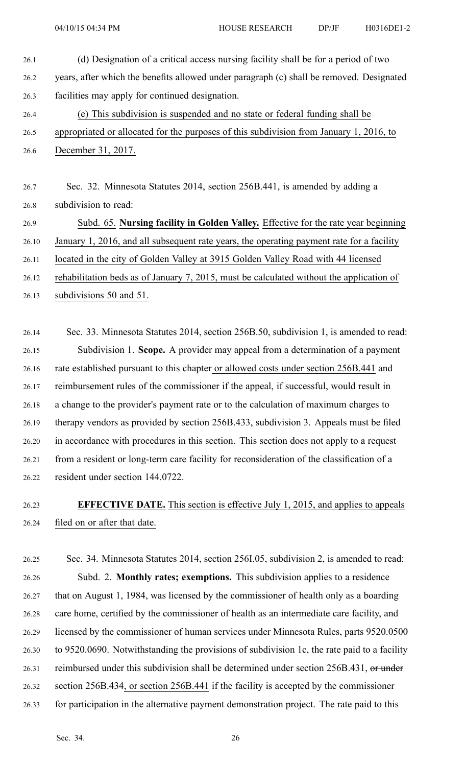(d) Designation of a critical access nursing facility shall be for a period of two years, after which the benefits allowed under paragraph (c) shall be removed. Designated facilities may apply for continued designation.

(e) This subdivision is suspended and no state or federal funding shall be appropriated or allocated for the purposes of this subdivision from January 1, 2016, to December 31, 2017.

Sec. 32. Minnesota Statutes 2014, section 256B.441, is amended by adding a subdivision to read:

Subd. 65. **Nursing facility in Golden Valley.** Effective for the rate year beginning January 1, 2016, and all subsequent rate years, the operating payment rate for a facility located in the city of Golden Valley at 3915 Golden Valley Road with 44 licensed rehabilitation beds as of January 7, 2015, must be calculated without the application of subdivisions 50 and 51.

Sec. 33. Minnesota Statutes 2014, section 256B.50, subdivision 1, is amended to read:

Subdivision 1. **Scope.** A provider may appeal from a determination of a payment rate established pursuant to this chapter or allowed costs under section 256B.441 and reimbursement rules of the commissioner if the appeal, if successful, would result in a change to the provider's payment rate or to the calculation of maximum charges to therapy vendors as provided by section 256B.433, subdivision 3. Appeals must be filed in accordance with procedures in this section. This section does not apply to a request from a resident or long-term care facility for reconsideration of the classification of a resident under section 144.0722.

**EFFECTIVE DATE.** This section is effective July 1, 2015, and applies to appeals filed on or after that date.

Sec. 34. Minnesota Statutes 2014, section 256I.05, subdivision 2, is amended to read:

Subd. 2. **Monthly rates; exemptions.** This subdivision applies to a residence that on August 1, 1984, was licensed by the commissioner of health only as a boarding care home, certified by the commissioner of health as an intermediate care facility, and licensed by the commissioner of human services under Minnesota Rules, parts 9520.0500 to 9520.0690. Notwithstanding the provisions of subdivision 1c, the rate paid to a facility reimbursed under this subdivision shall be determined under section 256B.431, ~~or under~~ section 256B.434, or section 256B.441 if the facility is accepted by the commissioner for participation in the alternative payment demonstration project. The rate paid to this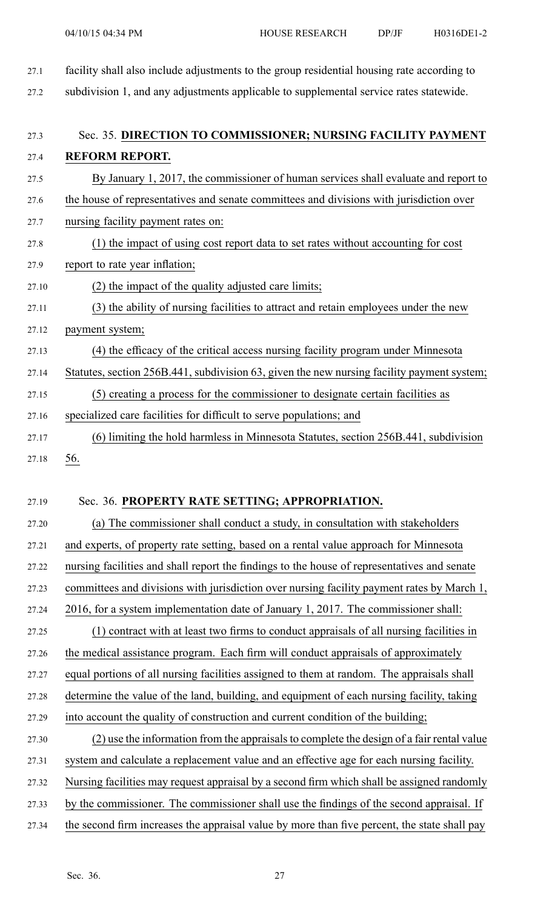facility shall also include adjustments to the group residential housing rate according to subdivision 1, and any adjustments applicable to supplemental service rates statewide.

## Sec. 35. DIRECTION TO COMMISSIONER; NURSING FACILITY PAYMENT REFORM REPORT.

By January 1, 2017, the commissioner of human services shall evaluate and report to the house of representatives and senate committees and divisions with jurisdiction over nursing facility payment rates on:

(1) the impact of using cost report data to set rates without accounting for cost report to rate year inflation;

(2) the impact of the quality adjusted care limits;

(3) the ability of nursing facilities to attract and retain employees under the new payment system;

(4) the efficacy of the critical access nursing facility program under Minnesota Statutes, section 256B.441, subdivision 63, given the new nursing facility payment system;

(5) creating a process for the commissioner to designate certain facilities as specialized care facilities for difficult to serve populations; and

(6) limiting the hold harmless in Minnesota Statutes, section 256B.441, subdivision 56.

## Sec. 36. PROPERTY RATE SETTING; APPROPRIATION.

(a) The commissioner shall conduct a study, in consultation with stakeholders and experts, of property rate setting, based on a rental value approach for Minnesota nursing facilities and shall report the findings to the house of representatives and senate committees and divisions with jurisdiction over nursing facility payment rates by March 1, 2016, for a system implementation date of January 1, 2017. The commissioner shall:

(1) contract with at least two firms to conduct appraisals of all nursing facilities in the medical assistance program. Each firm will conduct appraisals of approximately equal portions of all nursing facilities assigned to them at random. The appraisals shall determine the value of the land, building, and equipment of each nursing facility, taking into account the quality of construction and current condition of the building;

(2) use the information from the appraisals to complete the design of a fair rental value system and calculate a replacement value and an effective age for each nursing facility. Nursing facilities may request appraisal by a second firm which shall be assigned randomly by the commissioner. The commissioner shall use the findings of the second appraisal. If the second firm increases the appraisal value by more than five percent, the state shall pay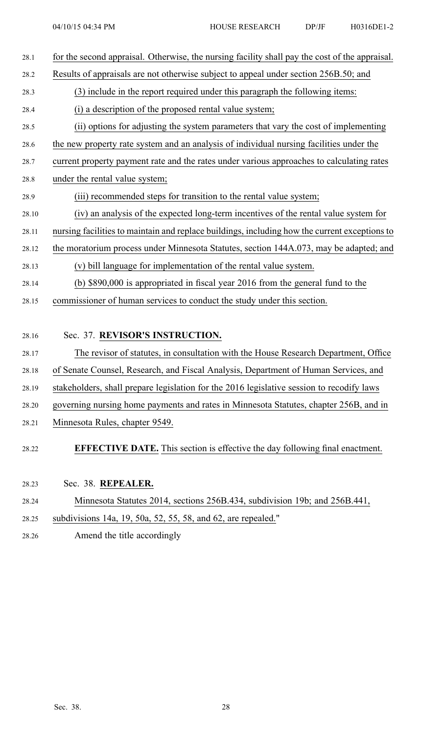for the second appraisal. Otherwise, the nursing facility shall pay the cost of the appraisal. Results of appraisals are not otherwise subject to appeal under section 256B.50; and

(3) include in the report required under this paragraph the following items:

(i) a description of the proposed rental value system;

(ii) options for adjusting the system parameters that vary the cost of implementing the new property rate system and an analysis of individual nursing facilities under the current property payment rate and the rates under various approaches to calculating rates under the rental value system;

(iii) recommended steps for transition to the rental value system;

(iv) an analysis of the expected long-term incentives of the rental value system for nursing facilities to maintain and replace buildings, including how the current exceptions to the moratorium process under Minnesota Statutes, section 144A.073, may be adapted; and

(v) bill language for implementation of the rental value system.

(b) $890,000 is appropriated in fiscal year 2016 from the general fund to the commissioner of human services to conduct the study under this section.

## Sec. 37. **REVISOR'S INSTRUCTION.**

The revisor of statutes, in consultation with the House Research Department, Office of Senate Counsel, Research, and Fiscal Analysis, Department of Human Services, and stakeholders, shall prepare legislation for the 2016 legislative session to recodify laws governing nursing home payments and rates in Minnesota Statutes, chapter 256B, and in Minnesota Rules, chapter 9549.

**EFFECTIVE DATE.** This section is effective the day following final enactment.

## Sec. 38. **REPEALER.**

Minnesota Statutes 2014, sections 256B.434, subdivision 19b; and 256B.441, subdivisions 14a, 19, 50a, 52, 55, 58, and 62, are repealed."

Amend the title accordingly